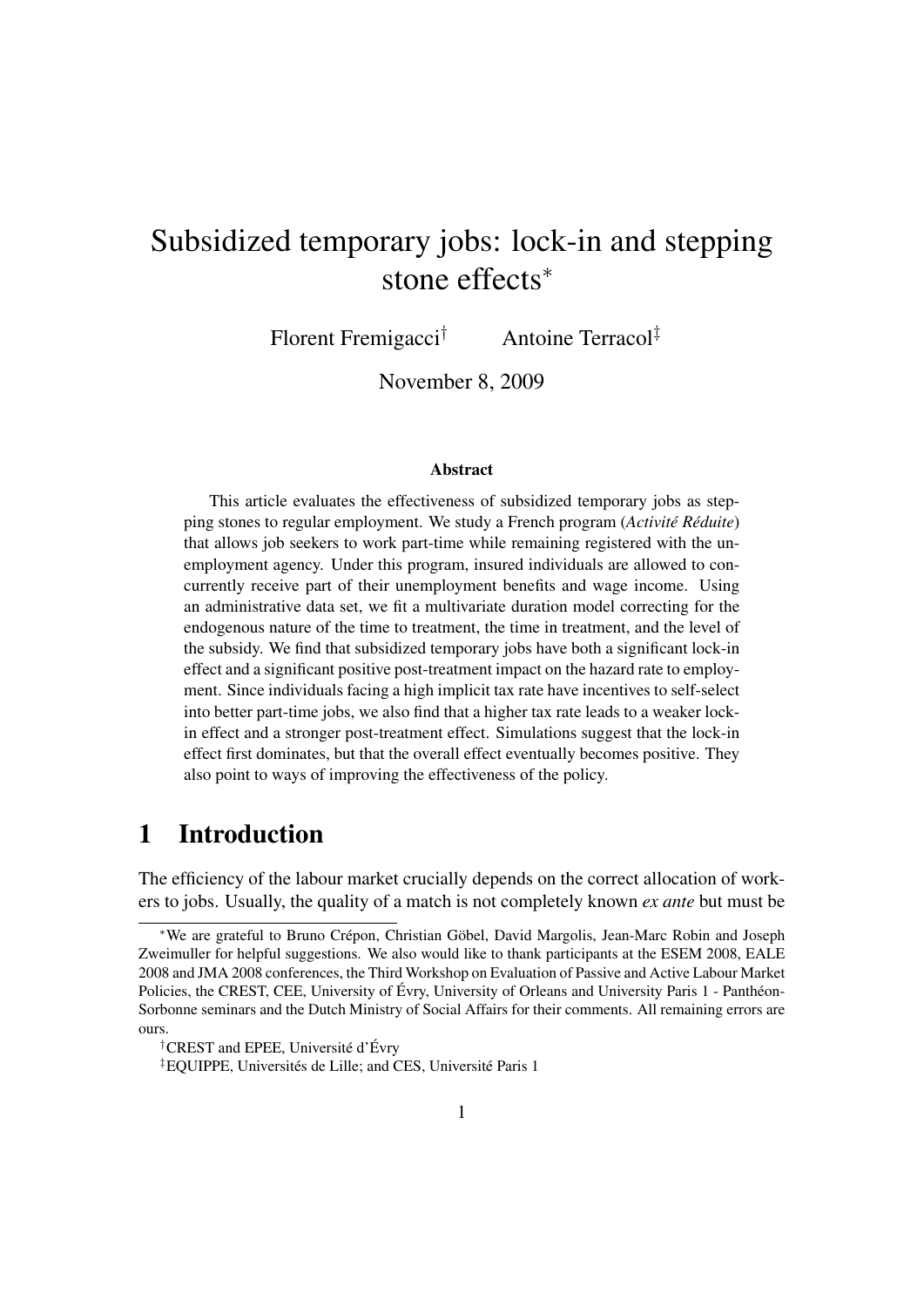# Subsidized temporary jobs: lock-in and stepping stone effects*

Florent Fremigacci[†] Antoine Terracol[‡]

November 8, 2009

### Abstract

This article evaluates the effectiveness of subsidized temporary jobs as stepping stones to regular employment. We study a French program (*Activité Réduite*) that allows job seekers to work part-time while remaining registered with the unemployment agency. Under this program, insured individuals are allowed to concurrently receive part of their unemployment benefits and wage income. Using an administrative data set, we fit a multivariate duration model correcting for the endogenous nature of the time to treatment, the time in treatment, and the level of the subsidy. We find that subsidized temporary jobs have both a significant lock-in effect and a significant positive post-treatment impact on the hazard rate to employment. Since individuals facing a high implicit tax rate have incentives to self-select into better part-time jobs, we also find that a higher tax rate leads to a weaker lock-in effect and a stronger post-treatment effect. Simulations suggest that the lock-in effect first dominates, but that the overall effect eventually becomes positive. They also point to ways of improving the effectiveness of the policy.

## 1 Introduction

The efficiency of the labour market crucially depends on the correct allocation of workers to jobs. Usually, the quality of a match is not completely known *ex ante* but must be

---

*We are grateful to Bruno Crépon, Christian Göbel, David Margolis, Jean-Marc Robin and Joseph Zweimuller for helpful suggestions. We also would like to thank participants at the ESEM 2008, EALE 2008 and JMA 2008 conferences, the Third Workshop on Evaluation of Passive and Active Labour Market Policies, the CREST, CEE, University of Évry, University of Orleans and University Paris 1 - Panthéon-Sorbonne seminars and the Dutch Ministry of Social Affairs for their comments. All remaining errors are ours.

[†]CREST and EPEE, Université d'Évry

[‡]EQUIPPE, Universités de Lille; and CES, Université Paris 1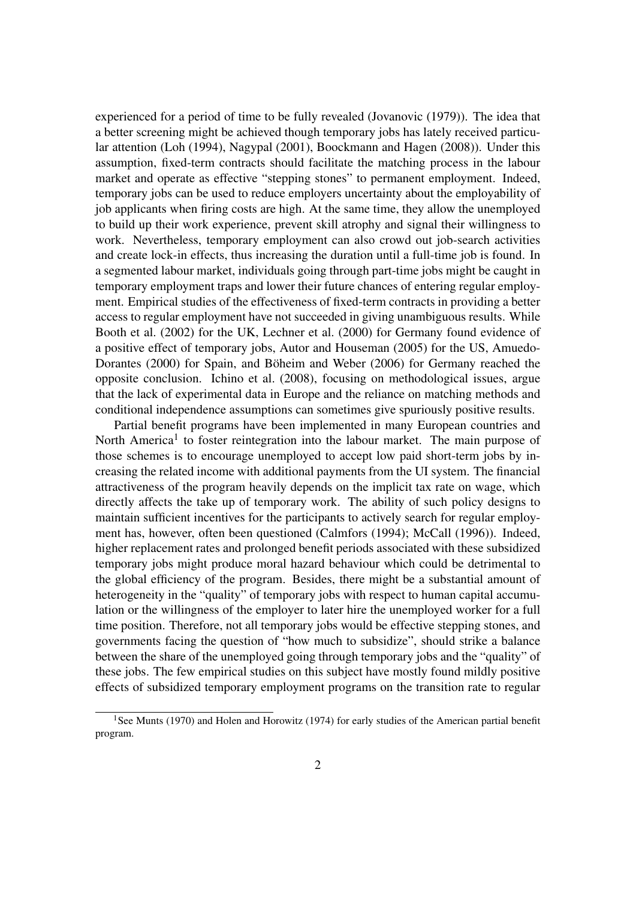experienced for a period of time to be fully revealed (Jovanovic (1979)). The idea that a better screening might be achieved though temporary jobs has lately received particular attention (Loh (1994), Nagypal (2001), Boockmann and Hagen (2008)). Under this assumption, fixed-term contracts should facilitate the matching process in the labour market and operate as effective "stepping stones" to permanent employment. Indeed, temporary jobs can be used to reduce employers uncertainty about the employability of job applicants when firing costs are high. At the same time, they allow the unemployed to build up their work experience, prevent skill atrophy and signal their willingness to work. Nevertheless, temporary employment can also crowd out job-search activities and create lock-in effects, thus increasing the duration until a full-time job is found. In a segmented labour market, individuals going through part-time jobs might be caught in temporary employment traps and lower their future chances of entering regular employment. Empirical studies of the effectiveness of fixed-term contracts in providing a better access to regular employment have not succeeded in giving unambiguous results. While Booth et al. (2002) for the UK, Lechner et al. (2000) for Germany found evidence of a positive effect of temporary jobs, Autor and Houseman (2005) for the US, Amuedo-Dorantes (2000) for Spain, and Böheim and Weber (2006) for Germany reached the opposite conclusion. Ichino et al. (2008), focusing on methodological issues, argue that the lack of experimental data in Europe and the reliance on matching methods and conditional independence assumptions can sometimes give spuriously positive results.

Partial benefit programs have been implemented in many European countries and North America[1] to foster reintegration into the labour market. The main purpose of those schemes is to encourage unemployed to accept low paid short-term jobs by increasing the related income with additional payments from the UI system. The financial attractiveness of the program heavily depends on the implicit tax rate on wage, which directly affects the take up of temporary work. The ability of such policy designs to maintain sufficient incentives for the participants to actively search for regular employment has, however, often been questioned (Calmfors (1994); McCall (1996)). Indeed, higher replacement rates and prolonged benefit periods associated with these subsidized temporary jobs might produce moral hazard behaviour which could be detrimental to the global efficiency of the program. Besides, there might be a substantial amount of heterogeneity in the "quality" of temporary jobs with respect to human capital accumulation or the willingness of the employer to later hire the unemployed worker for a full time position. Therefore, not all temporary jobs would be effective stepping stones, and governments facing the question of "how much to subsidize", should strike a balance between the share of the unemployed going through temporary jobs and the "quality" of these jobs. The few empirical studies on this subject have mostly found mildly positive effects of subsidized temporary employment programs on the transition rate to regular

[1] See Munts (1970) and Holen and Horowitz (1974) for early studies of the American partial benefit program.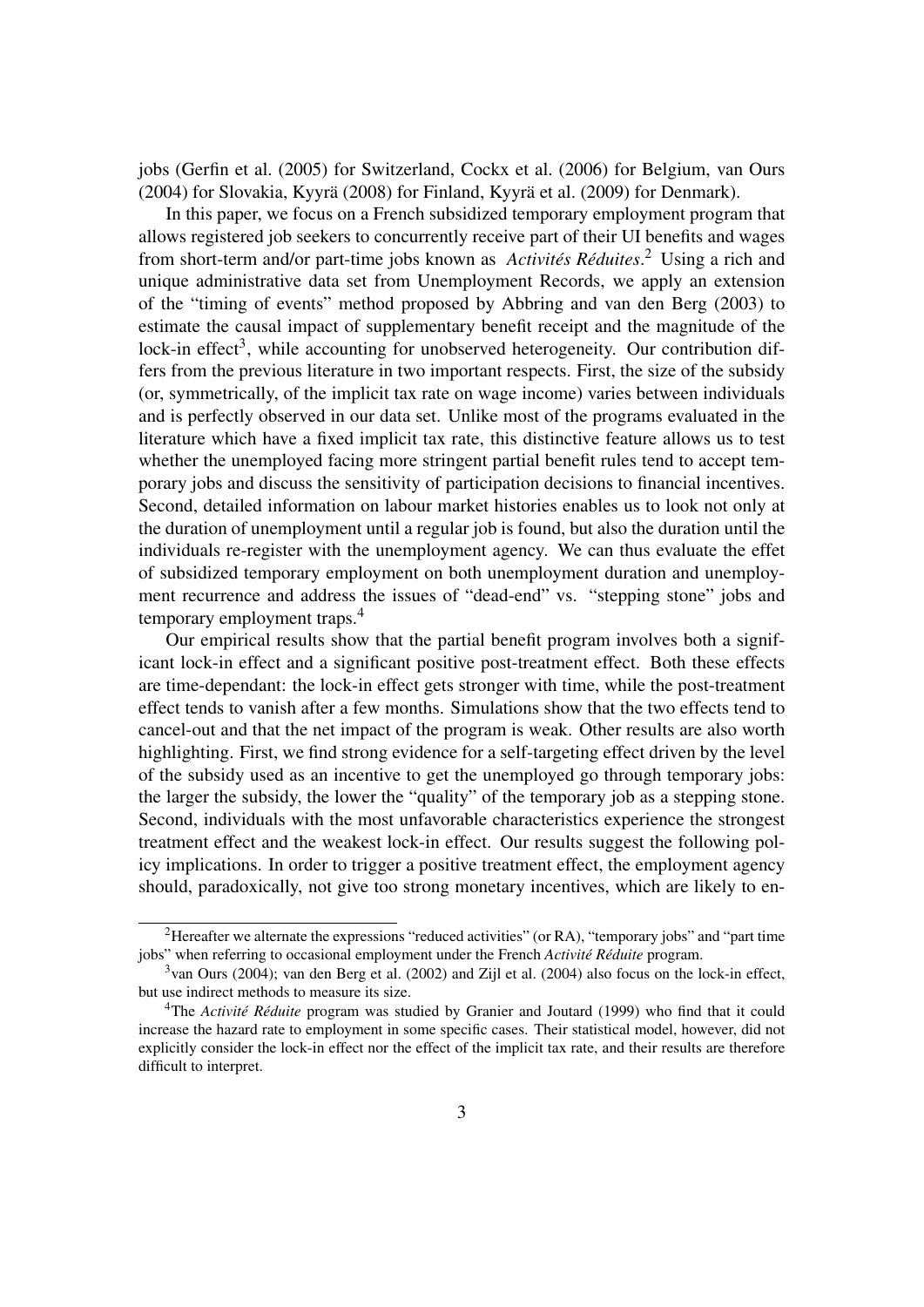jobs (Gerfin et al. (2005) for Switzerland, Cockx et al. (2006) for Belgium, van Ours (2004) for Slovakia, Kyyrä (2008) for Finland, Kyyrä et al. (2009) for Denmark).

In this paper, we focus on a French subsidized temporary employment program that allows registered job seekers to concurrently receive part of their UI benefits and wages from short-term and/or part-time jobs known as *Activités Réduites*.[2] Using a rich and unique administrative data set from Unemployment Records, we apply an extension of the "timing of events" method proposed by Abbring and van den Berg (2003) to estimate the causal impact of supplementary benefit receipt and the magnitude of the lock-in effect[3], while accounting for unobserved heterogeneity. Our contribution differs from the previous literature in two important respects. First, the size of the subsidy (or, symmetrically, of the implicit tax rate on wage income) varies between individuals and is perfectly observed in our data set. Unlike most of the programs evaluated in the literature which have a fixed implicit tax rate, this distinctive feature allows us to test whether the unemployed facing more stringent partial benefit rules tend to accept temporary jobs and discuss the sensitivity of participation decisions to financial incentives. Second, detailed information on labour market histories enables us to look not only at the duration of unemployment until a regular job is found, but also the duration until the individuals re-register with the unemployment agency. We can thus evaluate the effet of subsidized temporary employment on both unemployment duration and unemployment recurrence and address the issues of "dead-end" vs. "stepping stone" jobs and temporary employment traps.[4]

Our empirical results show that the partial benefit program involves both a significant lock-in effect and a significant positive post-treatment effect. Both these effects are time-dependant: the lock-in effect gets stronger with time, while the post-treatment effect tends to vanish after a few months. Simulations show that the two effects tend to cancel-out and that the net impact of the program is weak. Other results are also worth highlighting. First, we find strong evidence for a self-targeting effect driven by the level of the subsidy used as an incentive to get the unemployed go through temporary jobs: the larger the subsidy, the lower the "quality" of the temporary job as a stepping stone. Second, individuals with the most unfavorable characteristics experience the strongest treatment effect and the weakest lock-in effect. Our results suggest the following policy implications. In order to trigger a positive treatment effect, the employment agency should, paradoxically, not give too strong monetary incentives, which are likely to en-

[2] Hereafter we alternate the expressions "reduced activities" (or RA), "temporary jobs" and "part time jobs" when referring to occasional employment under the French *Activité Réduite* program.

[3] van Ours (2004); van den Berg et al. (2002) and Zijl et al. (2004) also focus on the lock-in effect, but use indirect methods to measure its size.

[4] The *Activité Réduite* program was studied by Granier and Joutard (1999) who find that it could increase the hazard rate to employment in some specific cases. Their statistical model, however, did not explicitly consider the lock-in effect nor the effect of the implicit tax rate, and their results are therefore difficult to interpret.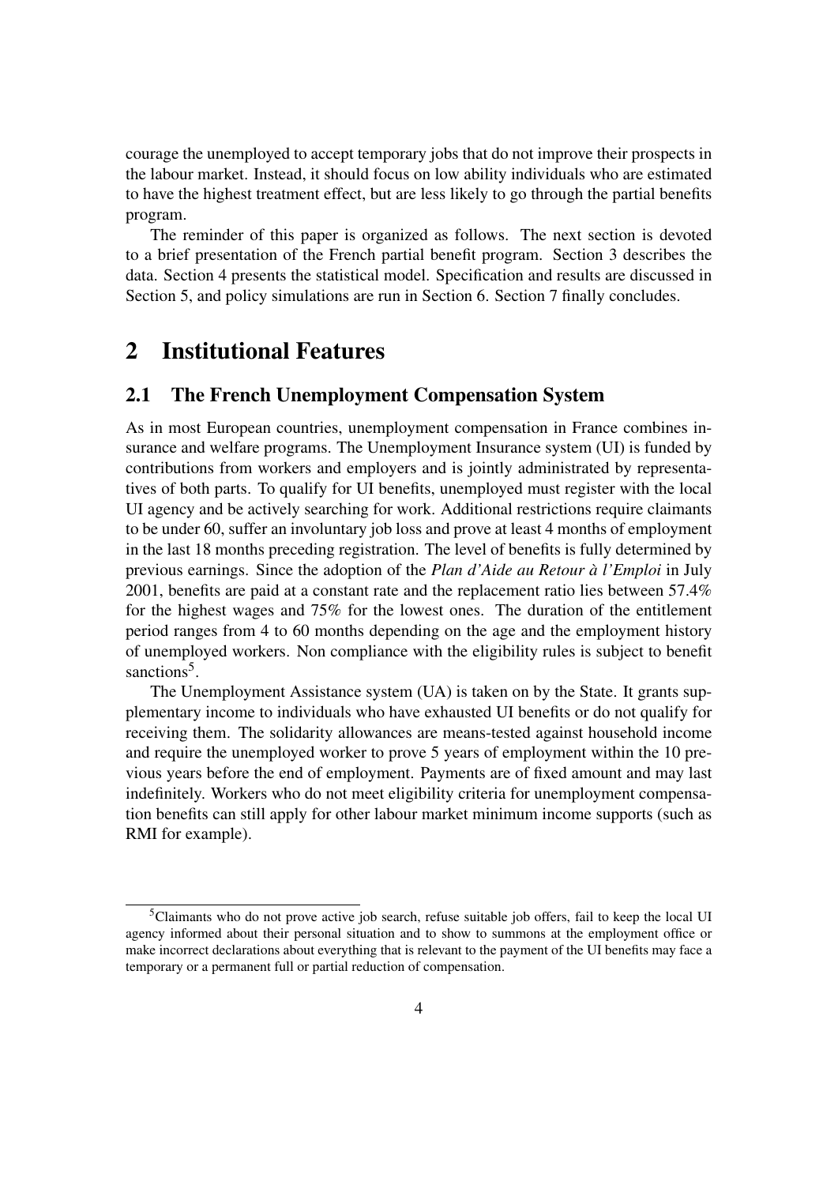courage the unemployed to accept temporary jobs that do not improve their prospects in the labour market. Instead, it should focus on low ability individuals who are estimated to have the highest treatment effect, but are less likely to go through the partial benefits program.

The reminder of this paper is organized as follows. The next section is devoted to a brief presentation of the French partial benefit program. Section 3 describes the data. Section 4 presents the statistical model. Specification and results are discussed in Section 5, and policy simulations are run in Section 6. Section 7 finally concludes.

# 2 Institutional Features

## 2.1 The French Unemployment Compensation System

As in most European countries, unemployment compensation in France combines insurance and welfare programs. The Unemployment Insurance system (UI) is funded by contributions from workers and employers and is jointly administrated by representatives of both parts. To qualify for UI benefits, unemployed must register with the local UI agency and be actively searching for work. Additional restrictions require claimants to be under 60, suffer an involuntary job loss and prove at least 4 months of employment in the last 18 months preceding registration. The level of benefits is fully determined by previous earnings. Since the adoption of the *Plan d'Aide au Retour à l'Emploi* in July 2001, benefits are paid at a constant rate and the replacement ratio lies between 57.4% for the highest wages and 75% for the lowest ones. The duration of the entitlement period ranges from 4 to 60 months depending on the age and the employment history of unemployed workers. Non compliance with the eligibility rules is subject to benefit sanctions[5].

The Unemployment Assistance system (UA) is taken on by the State. It grants supplementary income to individuals who have exhausted UI benefits or do not qualify for receiving them. The solidarity allowances are means-tested against household income and require the unemployed worker to prove 5 years of employment within the 10 previous years before the end of employment. Payments are of fixed amount and may last indefinitely. Workers who do not meet eligibility criteria for unemployment compensation benefits can still apply for other labour market minimum income supports (such as RMI for example).

[5]Claimants who do not prove active job search, refuse suitable job offers, fail to keep the local UI agency informed about their personal situation and to show to summons at the employment office or make incorrect declarations about everything that is relevant to the payment of the UI benefits may face a temporary or a permanent full or partial reduction of compensation.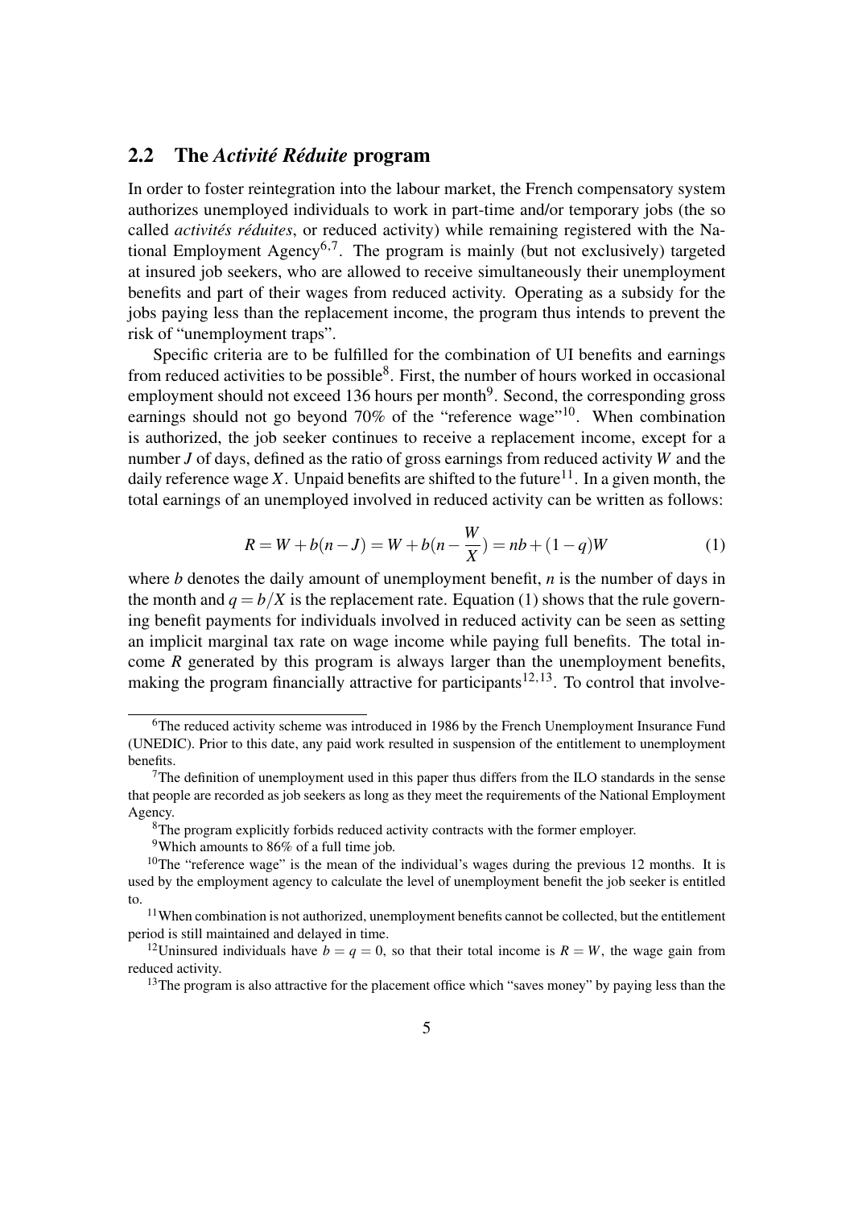## 2.2 The *Activité Réduite* program

In order to foster reintegration into the labour market, the French compensatory system authorizes unemployed individuals to work in part-time and/or temporary jobs (the so called *activités réduites*, or reduced activity) while remaining registered with the National Employment Agency[6,7]. The program is mainly (but not exclusively) targeted at insured job seekers, who are allowed to receive simultaneously their unemployment benefits and part of their wages from reduced activity. Operating as a subsidy for the jobs paying less than the replacement income, the program thus intends to prevent the risk of "unemployment traps".

Specific criteria are to be fulfilled for the combination of UI benefits and earnings from reduced activities to be possible[8]. First, the number of hours worked in occasional employment should not exceed 136 hours per month[9]. Second, the corresponding gross earnings should not go beyond 70% of the "reference wage"[10]. When combination is authorized, the job seeker continues to receive a replacement income, except for a number $J$ of days, defined as the ratio of gross earnings from reduced activity $W$ and the daily reference wage $X$. Unpaid benefits are shifted to the future[11]. In a given month, the total earnings of an unemployed involved in reduced activity can be written as follows:

$$R = W + b(n - J) = W + b(n - \frac{W}{X}) = nb + (1 - q)W \tag{1}$$

where $b$ denotes the daily amount of unemployment benefit, $n$ is the number of days in the month and $q = b/X$ is the replacement rate. Equation (1) shows that the rule governing benefit payments for individuals involved in reduced activity can be seen as setting an implicit marginal tax rate on wage income while paying full benefits. The total income $R$ generated by this program is always larger than the unemployment benefits, making the program financially attractive for participants[12,13]. To control that involve-

---

[6] The reduced activity scheme was introduced in 1986 by the French Unemployment Insurance Fund (UNEDIC). Prior to this date, any paid work resulted in suspension of the entitlement to unemployment benefits.

[7] The definition of unemployment used in this paper thus differs from the ILO standards in the sense that people are recorded as job seekers as long as they meet the requirements of the National Employment Agency.

[8] The program explicitly forbids reduced activity contracts with the former employer.

[9] Which amounts to 86% of a full time job.

[10] The "reference wage" is the mean of the individual's wages during the previous 12 months. It is used by the employment agency to calculate the level of unemployment benefit the job seeker is entitled to.

[11] When combination is not authorized, unemployment benefits cannot be collected, but the entitlement period is still maintained and delayed in time.

[12] Uninsured individuals have $b = q = 0$, so that their total income is $R = W$, the wage gain from reduced activity.

[13] The program is also attractive for the placement office which "saves money" by paying less than the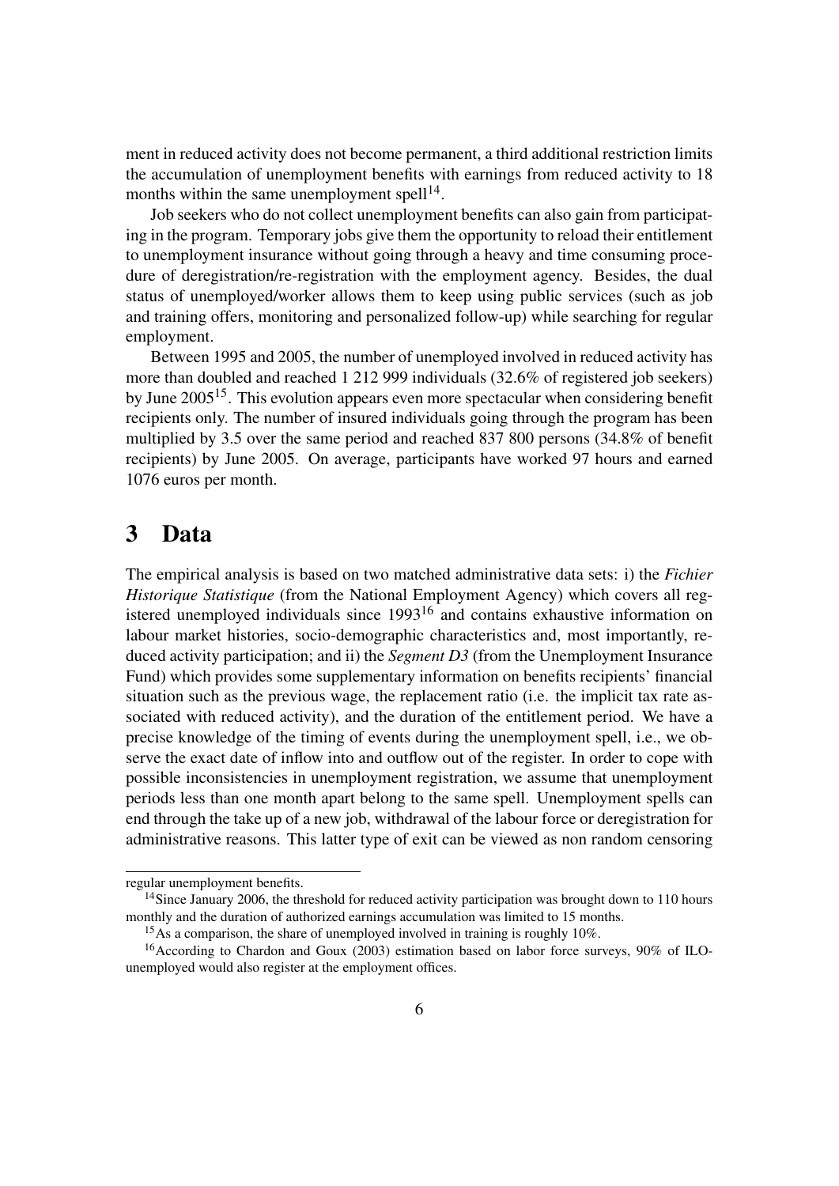ment in reduced activity does not become permanent, a third additional restriction limits the accumulation of unemployment benefits with earnings from reduced activity to 18 months within the same unemployment spell[14].

Job seekers who do not collect unemployment benefits can also gain from participating in the program. Temporary jobs give them the opportunity to reload their entitlement to unemployment insurance without going through a heavy and time consuming procedure of deregistration/re-registration with the employment agency. Besides, the dual status of unemployed/worker allows them to keep using public services (such as job and training offers, monitoring and personalized follow-up) while searching for regular employment.

Between 1995 and 2005, the number of unemployed involved in reduced activity has more than doubled and reached 1 212 999 individuals (32.6% of registered job seekers) by June 2005[15]. This evolution appears even more spectacular when considering benefit recipients only. The number of insured individuals going through the program has been multiplied by 3.5 over the same period and reached 837 800 persons (34.8% of benefit recipients) by June 2005. On average, participants have worked 97 hours and earned 1076 euros per month.

# 3 Data

The empirical analysis is based on two matched administrative data sets: i) the *Fichier Historique Statistique* (from the National Employment Agency) which covers all registered unemployed individuals since 1993[16] and contains exhaustive information on labour market histories, socio-demographic characteristics and, most importantly, reduced activity participation; and ii) the *Segment D3* (from the Unemployment Insurance Fund) which provides some supplementary information on benefits recipients' financial situation such as the previous wage, the replacement ratio (i.e. the implicit tax rate associated with reduced activity), and the duration of the entitlement period. We have a precise knowledge of the timing of events during the unemployment spell, i.e., we observe the exact date of inflow into and outflow out of the register. In order to cope with possible inconsistencies in unemployment registration, we assume that unemployment periods less than one month apart belong to the same spell. Unemployment spells can end through the take up of a new job, withdrawal of the labour force or deregistration for administrative reasons. This latter type of exit can be viewed as non random censoring

---

regular unemployment benefits.

[14] Since January 2006, the threshold for reduced activity participation was brought down to 110 hours monthly and the duration of authorized earnings accumulation was limited to 15 months.

[15] As a comparison, the share of unemployed involved in training is roughly 10%.

[16] According to Chardon and Goux (2003) estimation based on labor force surveys, 90% of ILO-unemployed would also register at the employment offices.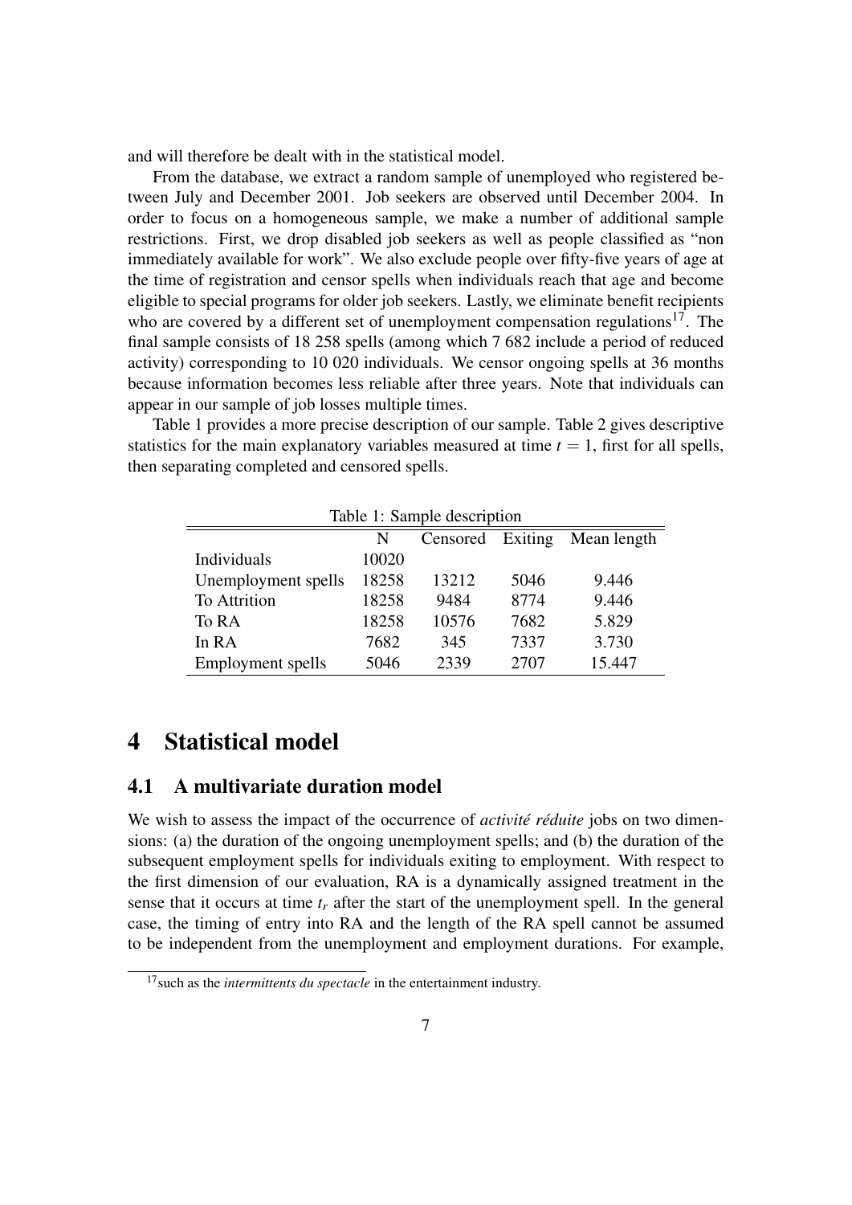and will therefore be dealt with in the statistical model.

From the database, we extract a random sample of unemployed who registered between July and December 2001. Job seekers are observed until December 2004. In order to focus on a homogeneous sample, we make a number of additional sample restrictions. First, we drop disabled job seekers as well as people classified as "non immediately available for work". We also exclude people over fifty-five years of age at the time of registration and censor spells when individuals reach that age and become eligible to special programs for older job seekers. Lastly, we eliminate benefit recipients who are covered by a different set of unemployment compensation regulations[17]. The final sample consists of 18 258 spells (among which 7 682 include a period of reduced activity) corresponding to 10 020 individuals. We censor ongoing spells at 36 months because information becomes less reliable after three years. Note that individuals can appear in our sample of job losses multiple times.

Table 1 provides a more precise description of our sample. Table 2 gives descriptive statistics for the main explanatory variables measured at time $t = 1$, first for all spells, then separating completed and censored spells.

Table 1: Sample description

| | N | Censored | Exiting | Mean length |
|---|---|---|---|---|
| Individuals | 10020 | | | |
| Unemployment spells | 18258 | 13212 | 5046 | 9.446 |
| To Attrition | 18258 | 9484 | 8774 | 9.446 |
| To RA | 18258 | 10576 | 7682 | 5.829 |
| In RA | 7682 | 345 | 7337 | 3.730 |
| Employment spells | 5046 | 2339 | 2707 | 15.447 |

# 4 Statistical model

## 4.1 A multivariate duration model

We wish to assess the impact of the occurrence of *activité réduite* jobs on two dimensions: (a) the duration of the ongoing unemployment spells; and (b) the duration of the subsequent employment spells for individuals exiting to employment. With respect to the first dimension of our evaluation, RA is a dynamically assigned treatment in the sense that it occurs at time $t_r$ after the start of the unemployment spell. In the general case, the timing of entry into RA and the length of the RA spell cannot be assumed to be independent from the unemployment and employment durations. For example,

[17] such as the *intermittents du spectacle* in the entertainment industry.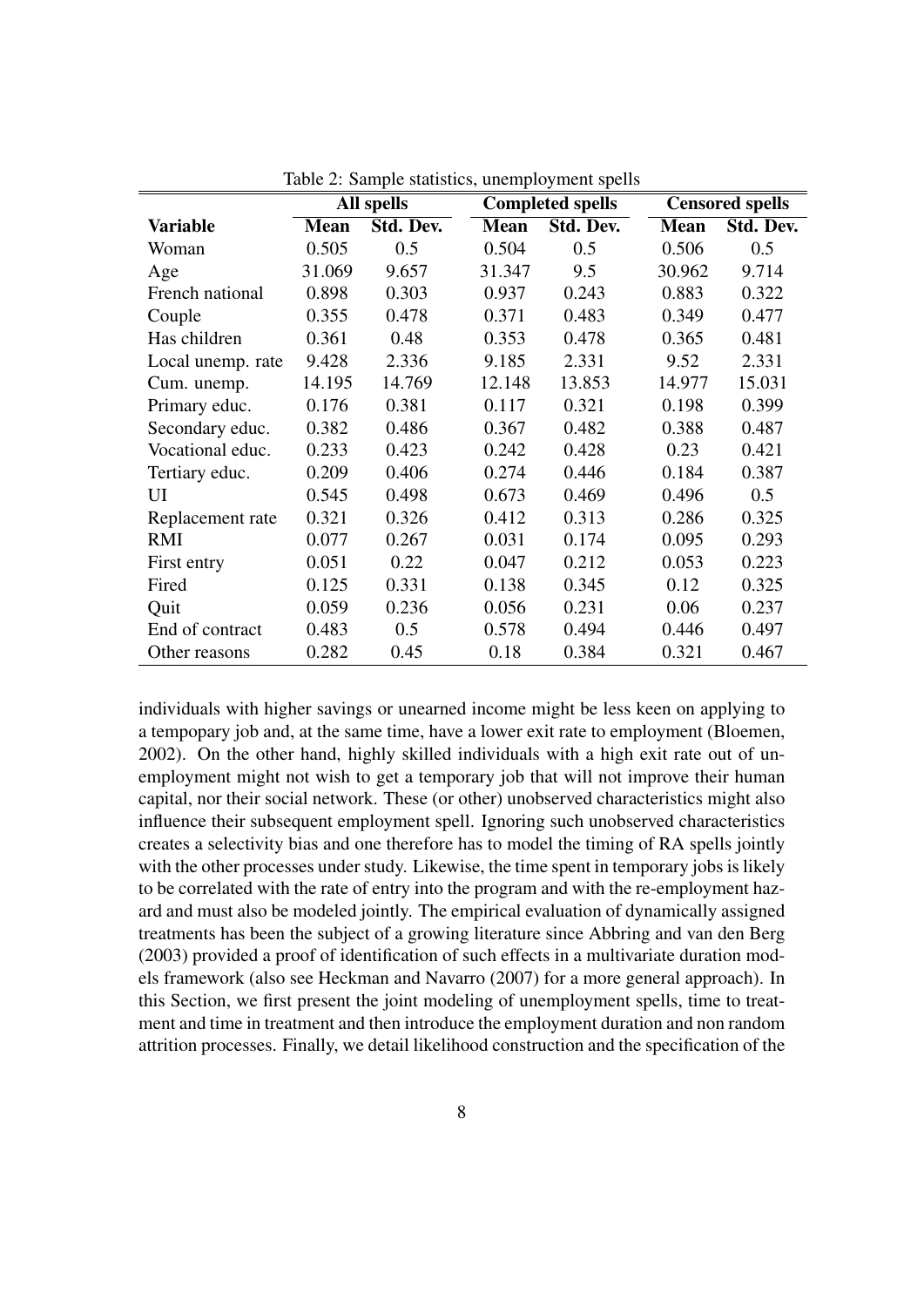Table 2: Sample statistics, unemployment spells

| | All spells | | Completed spells | | Censored spells | |
|---|---|---|---|---|---|---|
| **Variable** | **Mean** | **Std. Dev.** | **Mean** | **Std. Dev.** | **Mean** | **Std. Dev.** |
| Woman | 0.505 | 0.5 | 0.504 | 0.5 | 0.506 | 0.5 |
| Age | 31.069 | 9.657 | 31.347 | 9.5 | 30.962 | 9.714 |
| French national | 0.898 | 0.303 | 0.937 | 0.243 | 0.883 | 0.322 |
| Couple | 0.355 | 0.478 | 0.371 | 0.483 | 0.349 | 0.477 |
| Has children | 0.361 | 0.48 | 0.353 | 0.478 | 0.365 | 0.481 |
| Local unemp. rate | 9.428 | 2.336 | 9.185 | 2.331 | 9.52 | 2.331 |
| Cum. unemp. | 14.195 | 14.769 | 12.148 | 13.853 | 14.977 | 15.031 |
| Primary educ. | 0.176 | 0.381 | 0.117 | 0.321 | 0.198 | 0.399 |
| Secondary educ. | 0.382 | 0.486 | 0.367 | 0.482 | 0.388 | 0.487 |
| Vocational educ. | 0.233 | 0.423 | 0.242 | 0.428 | 0.23 | 0.421 |
| Tertiary educ. | 0.209 | 0.406 | 0.274 | 0.446 | 0.184 | 0.387 |
| UI | 0.545 | 0.498 | 0.673 | 0.469 | 0.496 | 0.5 |
| Replacement rate | 0.321 | 0.326 | 0.412 | 0.313 | 0.286 | 0.325 |
| RMI | 0.077 | 0.267 | 0.031 | 0.174 | 0.095 | 0.293 |
| First entry | 0.051 | 0.22 | 0.047 | 0.212 | 0.053 | 0.223 |
| Fired | 0.125 | 0.331 | 0.138 | 0.345 | 0.12 | 0.325 |
| Quit | 0.059 | 0.236 | 0.056 | 0.231 | 0.06 | 0.237 |
| End of contract | 0.483 | 0.5 | 0.578 | 0.494 | 0.446 | 0.497 |
| Other reasons | 0.282 | 0.45 | 0.18 | 0.384 | 0.321 | 0.467 |

individuals with higher savings or unearned income might be less keen on applying to a tempopary job and, at the same time, have a lower exit rate to employment (Bloemen, 2002). On the other hand, highly skilled individuals with a high exit rate out of unemployment might not wish to get a temporary job that will not improve their human capital, nor their social network. These (or other) unobserved characteristics might also influence their subsequent employment spell. Ignoring such unobserved characteristics creates a selectivity bias and one therefore has to model the timing of RA spells jointly with the other processes under study. Likewise, the time spent in temporary jobs is likely to be correlated with the rate of entry into the program and with the re-employment hazard and must also be modeled jointly. The empirical evaluation of dynamically assigned treatments has been the subject of a growing literature since Abbring and van den Berg (2003) provided a proof of identification of such effects in a multivariate duration models framework (also see Heckman and Navarro (2007) for a more general approach). In this Section, we first present the joint modeling of unemployment spells, time to treatment and time in treatment and then introduce the employment duration and non random attrition processes. Finally, we detail likelihood construction and the specification of the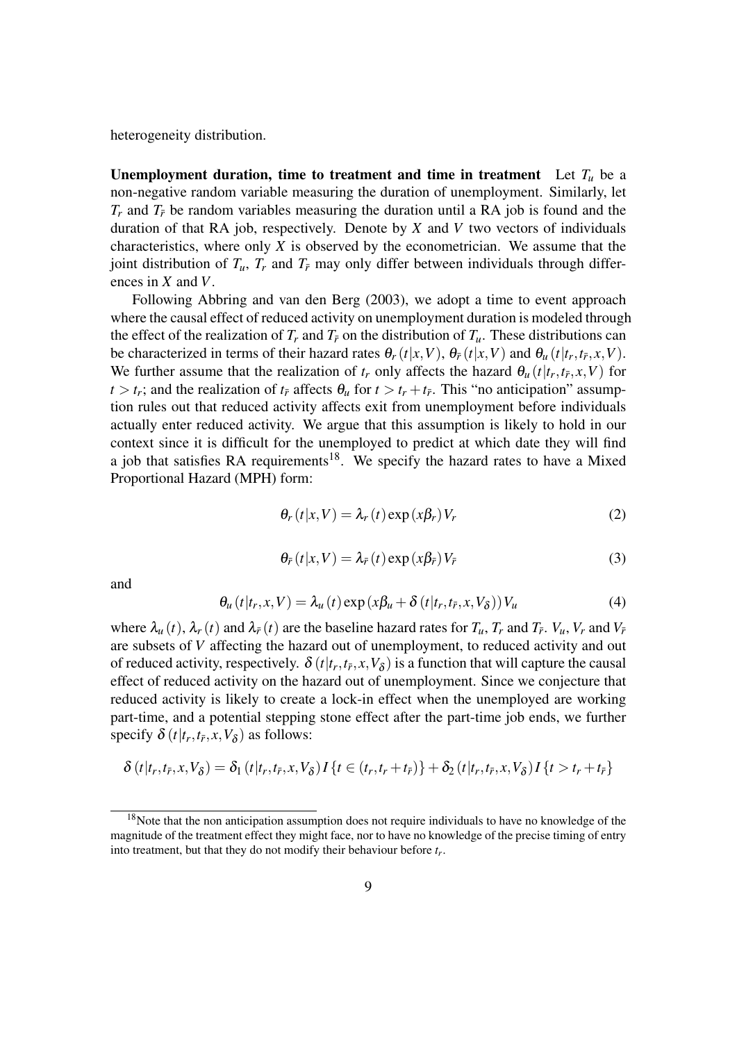heterogeneity distribution.

**Unemployment duration, time to treatment and time in treatment** Let $T_u$ be a non-negative random variable measuring the duration of unemployment. Similarly, let $T_r$ and $T_{\bar{r}}$ be random variables measuring the duration until a RA job is found and the duration of that RA job, respectively. Denote by $X$ and $V$ two vectors of individuals characteristics, where only $X$ is observed by the econometrician. We assume that the joint distribution of $T_u$, $T_r$ and $T_{\bar{r}}$ may only differ between individuals through differences in $X$ and $V$.

Following Abbring and van den Berg (2003), we adopt a time to event approach where the causal effect of reduced activity on unemployment duration is modeled through the effect of the realization of $T_r$ and $T_{\bar{r}}$ on the distribution of $T_u$. These distributions can be characterized in terms of their hazard rates $\theta_r(t|x,V)$, $\theta_{\bar{r}}(t|x,V)$ and $\theta_u(t|t_r,t_{\bar{r}},x,V)$. We further assume that the realization of $t_r$ only affects the hazard $\theta_u(t|t_r,t_{\bar{r}},x,V)$ for $t > t_r$; and the realization of $t_{\bar{r}}$ affects $\theta_u$ for $t > t_r + t_{\bar{r}}$. This "no anticipation" assumption rules out that reduced activity affects exit from unemployment before individuals actually enter reduced activity. We argue that this assumption is likely to hold in our context since it is difficult for the unemployed to predict at which date they will find a job that satisfies RA requirements[18]. We specify the hazard rates to have a Mixed Proportional Hazard (MPH) form:

$$\theta_r(t|x,V) = \lambda_r(t)\exp(x\beta_r)V_r \tag{2}$$

$$\theta_{\bar{r}}(t|x,V) = \lambda_{\bar{r}}(t)\exp(x\beta_{\bar{r}})V_{\bar{r}} \tag{3}$$

and

$$\theta_u(t|t_r,x,V) = \lambda_u(t)\exp(x\beta_u + \delta(t|t_r,t_{\bar{r}},x,V_\delta))V_u \tag{4}$$

where $\lambda_u(t)$, $\lambda_r(t)$ and $\lambda_{\bar{r}}(t)$ are the baseline hazard rates for $T_u$, $T_r$ and $T_{\bar{r}}$. $V_u$, $V_r$ and $V_{\bar{r}}$ are subsets of $V$ affecting the hazard out of unemployment, to reduced activity and out of reduced activity, respectively. $\delta(t|t_r,t_{\bar{r}},x,V_\delta)$ is a function that will capture the causal effect of reduced activity on the hazard out of unemployment. Since we conjecture that reduced activity is likely to create a lock-in effect when the unemployed are working part-time, and a potential stepping stone effect after the part-time job ends, we further specify $\delta(t|t_r,t_{\bar{r}},x,V_\delta)$ as follows:

$$\delta(t|t_r,t_{\bar{r}},x,V_\delta) = \delta_1(t|t_r,t_{\bar{r}},x,V_\delta)I\{t \in (t_r,t_r+t_{\bar{r}})\} + \delta_2(t|t_r,t_{\bar{r}},x,V_\delta)I\{t > t_r+t_{\bar{r}}\}$$

[18] Note that the non anticipation assumption does not require individuals to have no knowledge of the magnitude of the treatment effect they might face, nor to have no knowledge of the precise timing of entry into treatment, but that they do not modify their behaviour before $t_r$.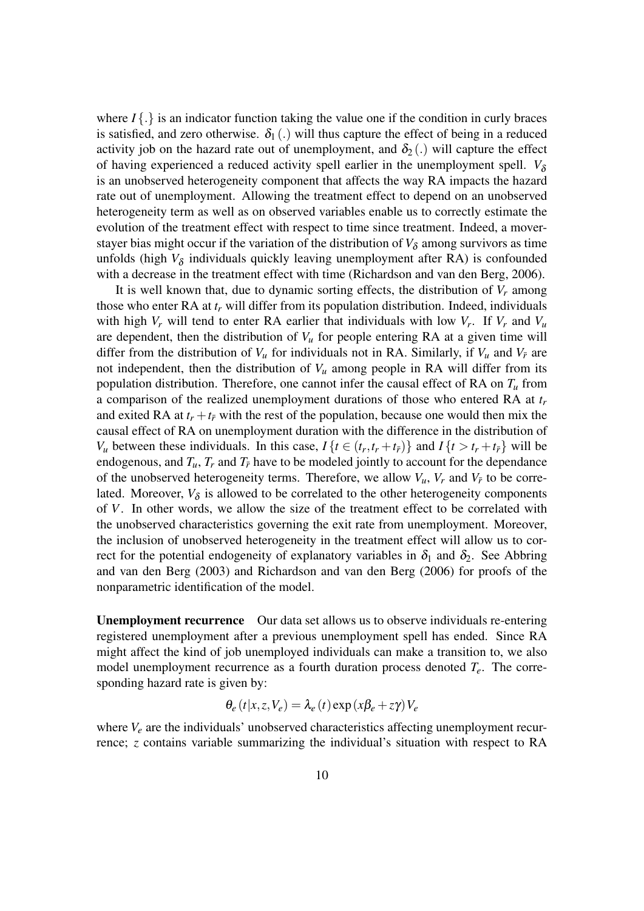where $I\{.\}$ is an indicator function taking the value one if the condition in curly braces is satisfied, and zero otherwise. $\delta_1(.)$ will thus capture the effect of being in a reduced activity job on the hazard rate out of unemployment, and $\delta_2(.)$ will capture the effect of having experienced a reduced activity spell earlier in the unemployment spell. $V_\delta$ is an unobserved heterogeneity component that affects the way RA impacts the hazard rate out of unemployment. Allowing the treatment effect to depend on an unobserved heterogeneity term as well as on observed variables enable us to correctly estimate the evolution of the treatment effect with respect to time since treatment. Indeed, a mover-stayer bias might occur if the variation of the distribution of $V_\delta$ among survivors as time unfolds (high $V_\delta$ individuals quickly leaving unemployment after RA) is confounded with a decrease in the treatment effect with time (Richardson and van den Berg, 2006).

It is well known that, due to dynamic sorting effects, the distribution of $V_r$ among those who enter RA at $t_r$ will differ from its population distribution. Indeed, individuals with high $V_r$ will tend to enter RA earlier that individuals with low $V_r$. If $V_r$ and $V_u$ are dependent, then the distribution of $V_u$ for people entering RA at a given time will differ from the distribution of $V_u$ for individuals not in RA. Similarly, if $V_u$ and $V_{\bar{r}}$ are not independent, then the distribution of $V_u$ among people in RA will differ from its population distribution. Therefore, one cannot infer the causal effect of RA on $T_u$ from a comparison of the realized unemployment durations of those who entered RA at $t_r$ and exited RA at $t_r + t_{\bar{r}}$ with the rest of the population, because one would then mix the causal effect of RA on unemployment duration with the difference in the distribution of $V_u$ between these individuals. In this case, $I\{t \in (t_r, t_r + t_{\bar{r}})\}$ and $I\{t > t_r + t_{\bar{r}}\}$ will be endogenous, and $T_u$, $T_r$ and $T_{\bar{r}}$ have to be modeled jointly to account for the dependance of the unobserved heterogeneity terms. Therefore, we allow $V_u$, $V_r$ and $V_{\bar{r}}$ to be correlated. Moreover, $V_\delta$ is allowed to be correlated to the other heterogeneity components of $V$. In other words, we allow the size of the treatment effect to be correlated with the unobserved characteristics governing the exit rate from unemployment. Moreover, the inclusion of unobserved heterogeneity in the treatment effect will allow us to correct for the potential endogeneity of explanatory variables in $\delta_1$ and $\delta_2$. See Abbring and van den Berg (2003) and Richardson and van den Berg (2006) for proofs of the nonparametric identification of the model.

**Unemployment recurrence** Our data set allows us to observe individuals re-entering registered unemployment after a previous unemployment spell has ended. Since RA might affect the kind of job unemployed individuals can make a transition to, we also model unemployment recurrence as a fourth duration process denoted $T_e$. The corresponding hazard rate is given by:

$$\theta_e(t|x,z,V_e) = \lambda_e(t)\exp(x\beta_e + z\gamma)V_e$$

where $V_e$ are the individuals' unobserved characteristics affecting unemployment recurrence; $z$ contains variable summarizing the individual's situation with respect to RA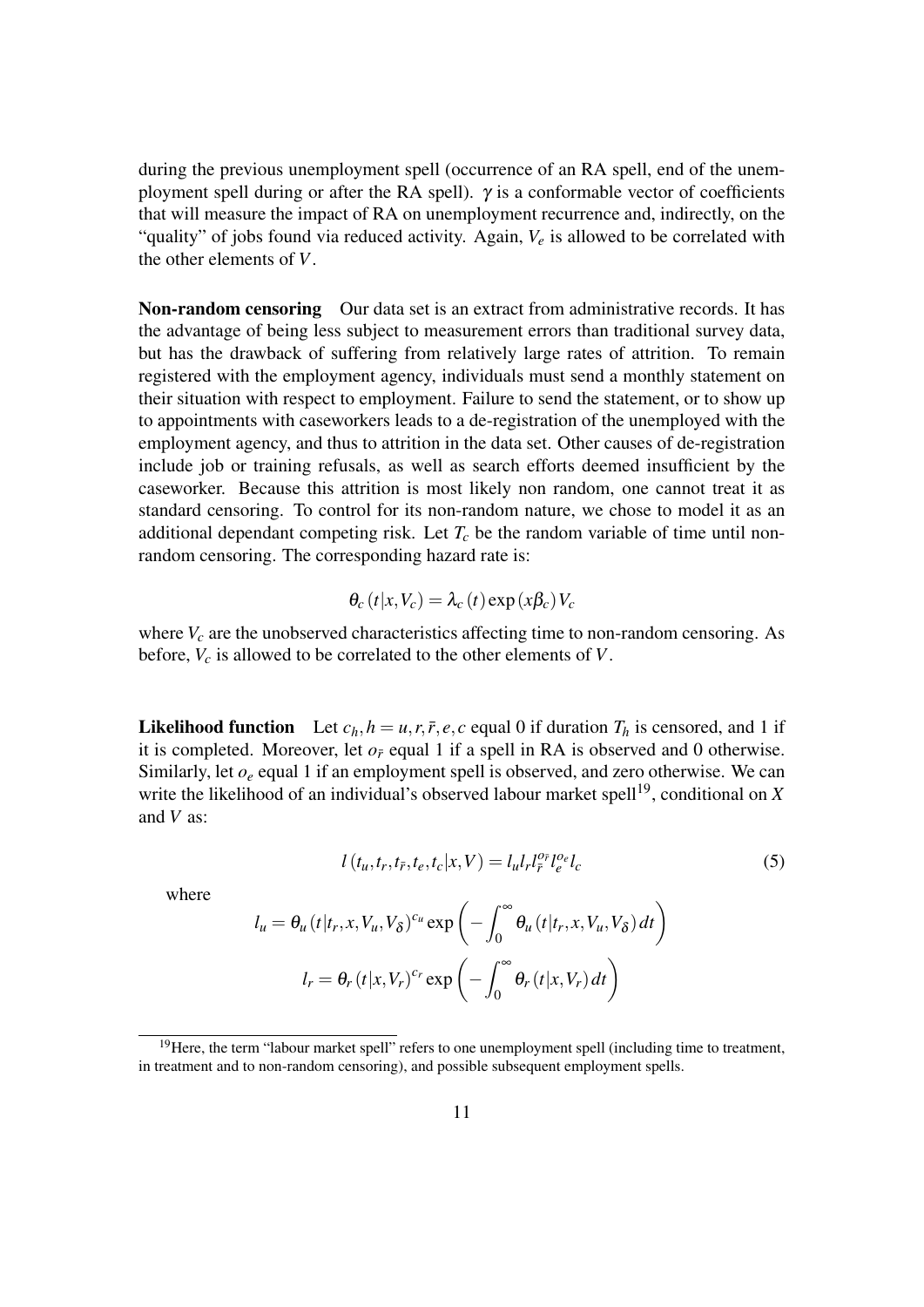during the previous unemployment spell (occurrence of an RA spell, end of the unemployment spell during or after the RA spell). $\gamma$ is a conformable vector of coefficients that will measure the impact of RA on unemployment recurrence and, indirectly, on the "quality" of jobs found via reduced activity. Again, $V_e$ is allowed to be correlated with the other elements of $V$.

**Non-random censoring** Our data set is an extract from administrative records. It has the advantage of being less subject to measurement errors than traditional survey data, but has the drawback of suffering from relatively large rates of attrition. To remain registered with the employment agency, individuals must send a monthly statement on their situation with respect to employment. Failure to send the statement, or to show up to appointments with caseworkers leads to a de-registration of the unemployed with the employment agency, and thus to attrition in the data set. Other causes of de-registration include job or training refusals, as well as search efforts deemed insufficient by the caseworker. Because this attrition is most likely non random, one cannot treat it as standard censoring. To control for its non-random nature, we chose to model it as an additional dependant competing risk. Let $T_c$ be the random variable of time until non-random censoring. The corresponding hazard rate is:

$$\theta_c\left(t|x,V_c\right)=\lambda_c\left(t\right)\exp\left(x\beta_c\right)V_c$$

where $V_c$ are the unobserved characteristics affecting time to non-random censoring. As before, $V_c$ is allowed to be correlated to the other elements of $V$.

**Likelihood function** Let $c_h, h=u,r,\bar{r},e,c$ equal 0 if duration $T_h$ is censored, and 1 if it is completed. Moreover, let $o_{\bar{r}}$ equal 1 if a spell in RA is observed and 0 otherwise. Similarly, let $o_e$ equal 1 if an employment spell is observed, and zero otherwise. We can write the likelihood of an individual's observed labour market spell[19], conditional on $X$ and $V$ as:

$$l\left(t_u,t_r,t_{\bar{r}},t_e,t_c|x,V\right)=l_u l_r l_{\bar{r}}^{o_{\bar{r}}} l_e^{o_e} l_c \tag{5}$$

where

$$l_u=\theta_u\left(t|t_r,x,V_u,V_\delta\right)^{c_u}\exp\left(-\int_0^\infty \theta_u\left(t|t_r,x,V_u,V_\delta\right)dt\right)$$

$$l_r=\theta_r\left(t|x,V_r\right)^{c_r}\exp\left(-\int_0^\infty \theta_r\left(t|x,V_r\right)dt\right)$$

[19] Here, the term "labour market spell" refers to one unemployment spell (including time to treatment, in treatment and to non-random censoring), and possible subsequent employment spells.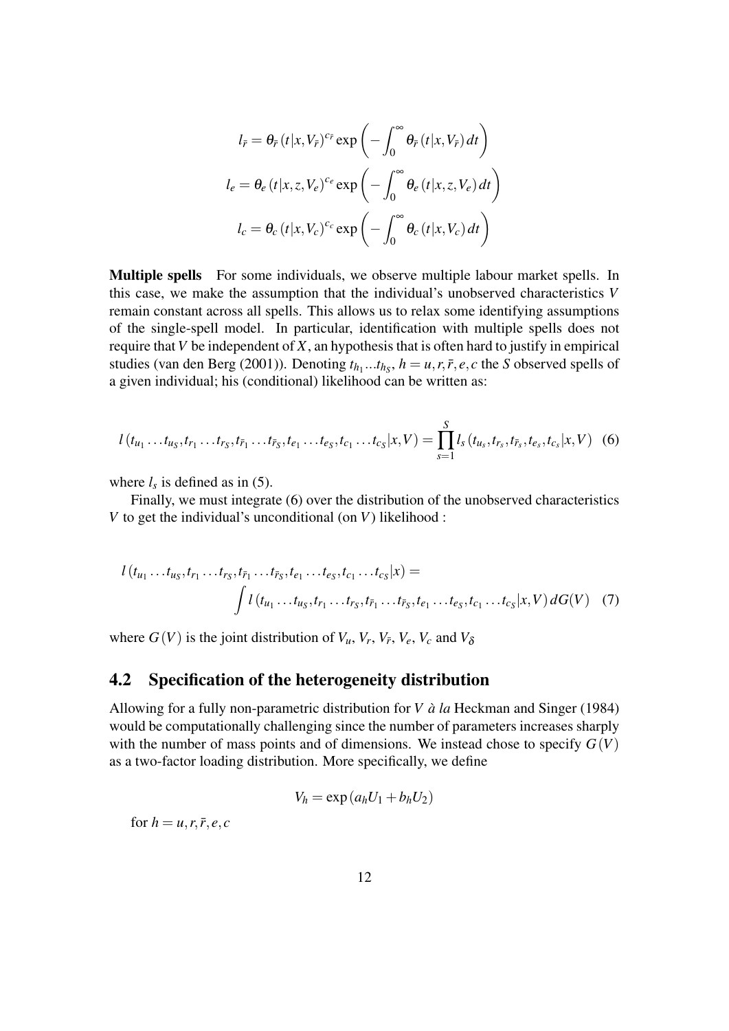$$l_{\bar{r}} = \theta_{\bar{r}}\left(t|x,V_{\bar{r}}\right)^{c_{\bar{r}}} \exp\left(-\int_0^\infty \theta_{\bar{r}}\left(t|x,V_{\bar{r}}\right)dt\right)$$

$$l_e = \theta_e\left(t|x,z,V_e\right)^{c_e} \exp\left(-\int_0^\infty \theta_e\left(t|x,z,V_e\right)dt\right)$$

$$l_c = \theta_c\left(t|x,V_c\right)^{c_c} \exp\left(-\int_0^\infty \theta_c\left(t|x,V_c\right)dt\right)$$

**Multiple spells** For some individuals, we observe multiple labour market spells. In this case, we make the assumption that the individual's unobserved characteristics $V$ remain constant across all spells. This allows us to relax some identifying assumptions of the single-spell model. In particular, identification with multiple spells does not require that $V$ be independent of $X$, an hypothesis that is often hard to justify in empirical studies (van den Berg (2001)). Denoting $t_{h_1}...t_{h_S}$, $h = u, r, \bar{r}, e, c$ the $S$ observed spells of a given individual; his (conditional) likelihood can be written as:

$$l\left(t_{u_1}\ldots t_{u_S}, t_{r_1}\ldots t_{r_S}, t_{\bar{r}_1}\ldots t_{\bar{r}_S}, t_{e_1}\ldots t_{e_S}, t_{c_1}\ldots t_{c_S}|x,V\right) = \prod_{s=1}^{S} l_s\left(t_{u_s}, t_{r_s}, t_{\bar{r}_s}, t_{e_s}, t_{c_s}|x,V\right) \quad (6)$$

where $l_s$ is defined as in (5).

Finally, we must integrate (6) over the distribution of the unobserved characteristics $V$ to get the individual's unconditional (on $V$) likelihood :

$$l\left(t_{u_1}\ldots t_{u_S}, t_{r_1}\ldots t_{r_S}, t_{\bar{r}_1}\ldots t_{\bar{r}_S}, t_{e_1}\ldots t_{e_S}, t_{c_1}\ldots t_{c_S}|x\right) = \int l\left(t_{u_1}\ldots t_{u_S}, t_{r_1}\ldots t_{r_S}, t_{\bar{r}_1}\ldots t_{\bar{r}_S}, t_{e_1}\ldots t_{e_S}, t_{c_1}\ldots t_{c_S}|x,V\right) dG(V) \quad (7)$$

where $G(V)$ is the joint distribution of $V_u$, $V_r$, $V_{\bar{r}}$, $V_e$, $V_c$ and $V_\delta$

## 4.2 Specification of the heterogeneity distribution

Allowing for a fully non-parametric distribution for $V$ *à la* Heckman and Singer (1984) would be computationally challenging since the number of parameters increases sharply with the number of mass points and of dimensions. We instead chose to specify $G(V)$ as a two-factor loading distribution. More specifically, we define

$$V_h = \exp\left(a_h U_1 + b_h U_2\right)$$

for $h = u, r, \bar{r}, e, c$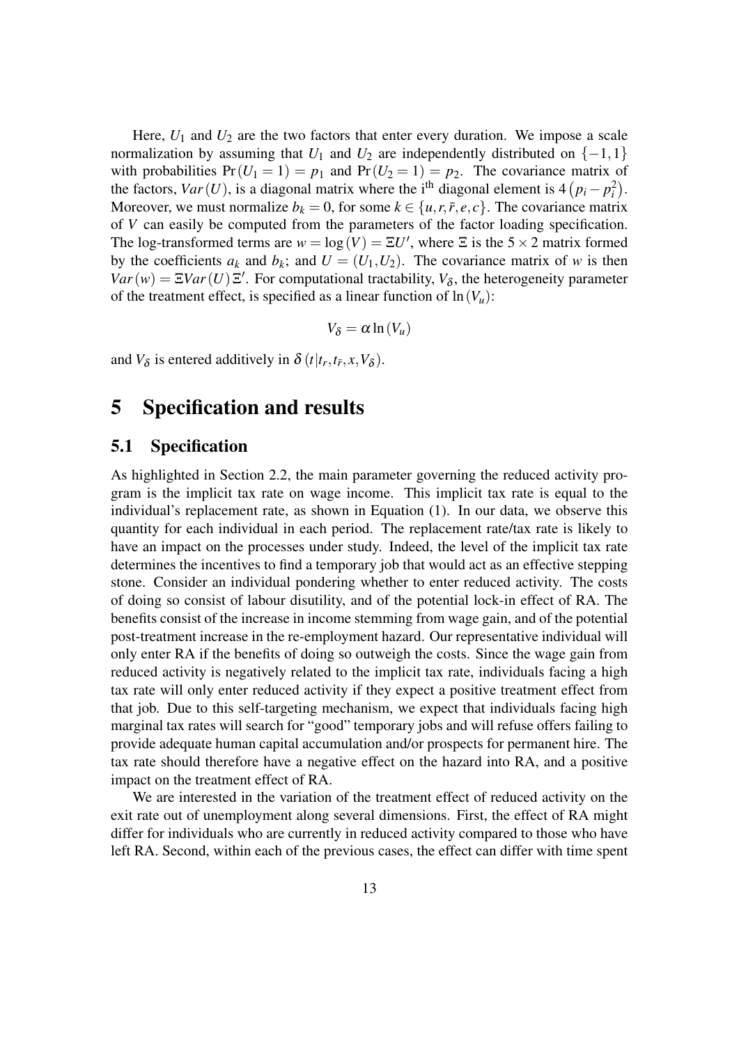Here, $U_1$ and $U_2$ are the two factors that enter every duration. We impose a scale normalization by assuming that $U_1$ and $U_2$ are independently distributed on $\{-1,1\}$ with probabilities $\Pr(U_1 = 1) = p_1$ and $\Pr(U_2 = 1) = p_2$. The covariance matrix of the factors, $Var(U)$, is a diagonal matrix where the i$^{\text{th}}$ diagonal element is $4\left(p_i - p_i^2\right)$. Moreover, we must normalize $b_k = 0$, for some $k \in \{u, r, \bar{r}, e, c\}$. The covariance matrix of $V$ can easily be computed from the parameters of the factor loading specification. The log-transformed terms are $w = \log(V) = \Xi U'$, where $\Xi$ is the $5 \times 2$ matrix formed by the coefficients $a_k$ and $b_k$; and $U = (U_1, U_2)$. The covariance matrix of $w$ is then $Var(w) = \Xi Var(U) \Xi'$. For computational tractability, $V_\delta$, the heterogeneity parameter of the treatment effect, is specified as a linear function of $\ln(V_u)$:

$$V_\delta = \alpha \ln(V_u)$$

and $V_\delta$ is entered additively in $\delta\left(t | t_r, t_{\bar{r}}, x, V_\delta\right)$.

# 5 Specification and results

## 5.1 Specification

As highlighted in Section 2.2, the main parameter governing the reduced activity program is the implicit tax rate on wage income. This implicit tax rate is equal to the individual's replacement rate, as shown in Equation (1). In our data, we observe this quantity for each individual in each period. The replacement rate/tax rate is likely to have an impact on the processes under study. Indeed, the level of the implicit tax rate determines the incentives to find a temporary job that would act as an effective stepping stone. Consider an individual pondering whether to enter reduced activity. The costs of doing so consist of labour disutility, and of the potential lock-in effect of RA. The benefits consist of the increase in income stemming from wage gain, and of the potential post-treatment increase in the re-employment hazard. Our representative individual will only enter RA if the benefits of doing so outweigh the costs. Since the wage gain from reduced activity is negatively related to the implicit tax rate, individuals facing a high tax rate will only enter reduced activity if they expect a positive treatment effect from that job. Due to this self-targeting mechanism, we expect that individuals facing high marginal tax rates will search for "good" temporary jobs and will refuse offers failing to provide adequate human capital accumulation and/or prospects for permanent hire. The tax rate should therefore have a negative effect on the hazard into RA, and a positive impact on the treatment effect of RA.

We are interested in the variation of the treatment effect of reduced activity on the exit rate out of unemployment along several dimensions. First, the effect of RA might differ for individuals who are currently in reduced activity compared to those who have left RA. Second, within each of the previous cases, the effect can differ with time spent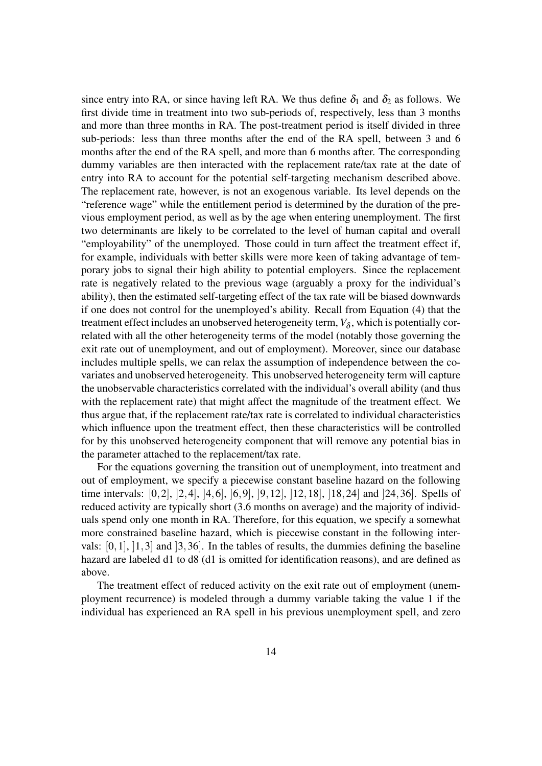since entry into RA, or since having left RA. We thus define $\delta_1$ and $\delta_2$ as follows. We first divide time in treatment into two sub-periods of, respectively, less than 3 months and more than three months in RA. The post-treatment period is itself divided in three sub-periods: less than three months after the end of the RA spell, between 3 and 6 months after the end of the RA spell, and more than 6 months after. The corresponding dummy variables are then interacted with the replacement rate/tax rate at the date of entry into RA to account for the potential self-targeting mechanism described above. The replacement rate, however, is not an exogenous variable. Its level depends on the "reference wage" while the entitlement period is determined by the duration of the previous employment period, as well as by the age when entering unemployment. The first two determinants are likely to be correlated to the level of human capital and overall "employability" of the unemployed. Those could in turn affect the treatment effect if, for example, individuals with better skills were more keen of taking advantage of temporary jobs to signal their high ability to potential employers. Since the replacement rate is negatively related to the previous wage (arguably a proxy for the individual's ability), then the estimated self-targeting effect of the tax rate will be biased downwards if one does not control for the unemployed's ability. Recall from Equation (4) that the treatment effect includes an unobserved heterogeneity term, $V_\delta$, which is potentially correlated with all the other heterogeneity terms of the model (notably those governing the exit rate out of unemployment, and out of employment). Moreover, since our database includes multiple spells, we can relax the assumption of independence between the covariates and unobserved heterogeneity. This unobserved heterogeneity term will capture the unobservable characteristics correlated with the individual's overall ability (and thus with the replacement rate) that might affect the magnitude of the treatment effect. We thus argue that, if the replacement rate/tax rate is correlated to individual characteristics which influence upon the treatment effect, then these characteristics will be controlled for by this unobserved heterogeneity component that will remove any potential bias in the parameter attached to the replacement/tax rate.

For the equations governing the transition out of unemployment, into treatment and out of employment, we specify a piecewise constant baseline hazard on the following time intervals: $[0,2]$, $]2,4]$, $]4,6]$, $]6,9]$, $]9,12]$, $]12,18]$, $]18,24]$ and $]24,36]$. Spells of reduced activity are typically short (3.6 months on average) and the majority of individuals spend only one month in RA. Therefore, for this equation, we specify a somewhat more constrained baseline hazard, which is piecewise constant in the following intervals: $[0,1]$, $]1,3]$ and $]3,36]$. In the tables of results, the dummies defining the baseline hazard are labeled d1 to d8 (d1 is omitted for identification reasons), and are defined as above.

The treatment effect of reduced activity on the exit rate out of employment (unemployment recurrence) is modeled through a dummy variable taking the value 1 if the individual has experienced an RA spell in his previous unemployment spell, and zero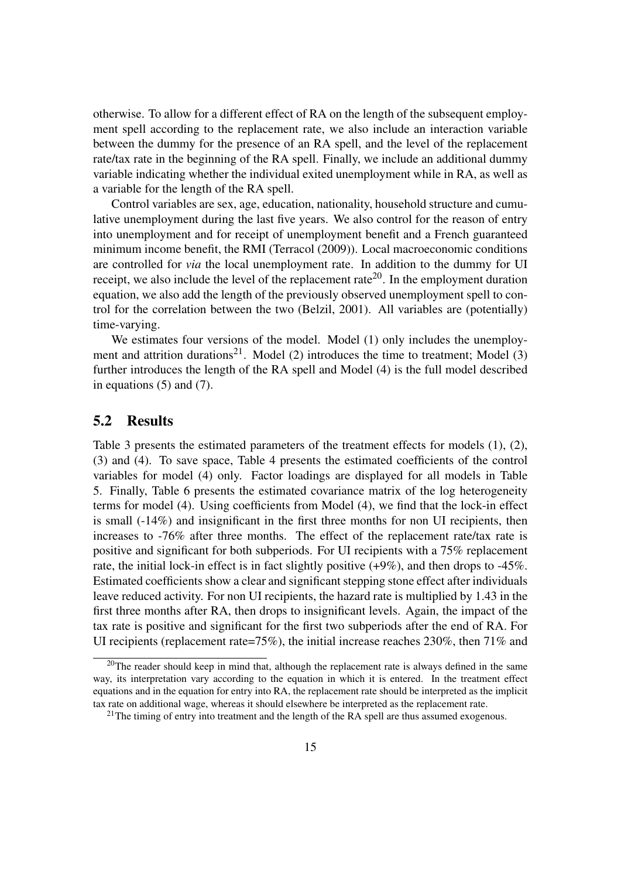otherwise. To allow for a different effect of RA on the length of the subsequent employment spell according to the replacement rate, we also include an interaction variable between the dummy for the presence of an RA spell, and the level of the replacement rate/tax rate in the beginning of the RA spell. Finally, we include an additional dummy variable indicating whether the individual exited unemployment while in RA, as well as a variable for the length of the RA spell.

Control variables are sex, age, education, nationality, household structure and cumulative unemployment during the last five years. We also control for the reason of entry into unemployment and for receipt of unemployment benefit and a French guaranteed minimum income benefit, the RMI (Terracol (2009)). Local macroeconomic conditions are controlled for *via* the local unemployment rate. In addition to the dummy for UI receipt, we also include the level of the replacement rate[20]. In the employment duration equation, we also add the length of the previously observed unemployment spell to control for the correlation between the two (Belzil, 2001). All variables are (potentially) time-varying.

We estimates four versions of the model. Model (1) only includes the unemployment and attrition durations[21]. Model (2) introduces the time to treatment; Model (3) further introduces the length of the RA spell and Model (4) is the full model described in equations (5) and (7).

## 5.2 Results

Table 3 presents the estimated parameters of the treatment effects for models (1), (2), (3) and (4). To save space, Table 4 presents the estimated coefficients of the control variables for model (4) only. Factor loadings are displayed for all models in Table 5. Finally, Table 6 presents the estimated covariance matrix of the log heterogeneity terms for model (4). Using coefficients from Model (4), we find that the lock-in effect is small (-14%) and insignificant in the first three months for non UI recipients, then increases to -76% after three months. The effect of the replacement rate/tax rate is positive and significant for both subperiods. For UI recipients with a 75% replacement rate, the initial lock-in effect is in fact slightly positive (+9%), and then drops to -45%. Estimated coefficients show a clear and significant stepping stone effect after individuals leave reduced activity. For non UI recipients, the hazard rate is multiplied by 1.43 in the first three months after RA, then drops to insignificant levels. Again, the impact of the tax rate is positive and significant for the first two subperiods after the end of RA. For UI recipients (replacement rate=75%), the initial increase reaches 230%, then 71% and

[20] The reader should keep in mind that, although the replacement rate is always defined in the same way, its interpretation vary according to the equation in which it is entered. In the treatment effect equations and in the equation for entry into RA, the replacement rate should be interpreted as the implicit tax rate on additional wage, whereas it should elsewhere be interpreted as the replacement rate.

[21] The timing of entry into treatment and the length of the RA spell are thus assumed exogenous.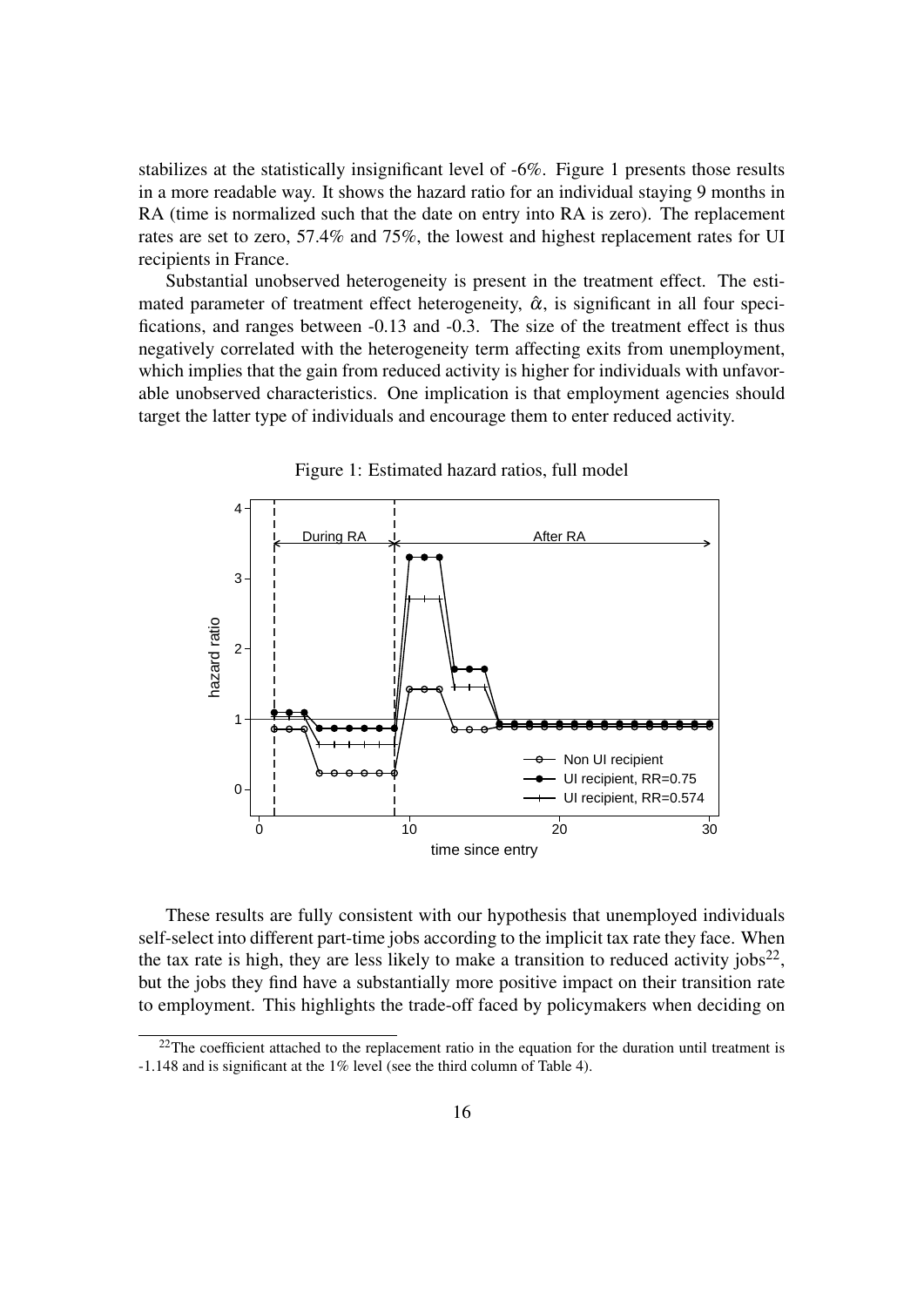stabilizes at the statistically insignificant level of -6%. Figure 1 presents those results in a more readable way. It shows the hazard ratio for an individual staying 9 months in RA (time is normalized such that the date on entry into RA is zero). The replacement rates are set to zero, 57.4% and 75%, the lowest and highest replacement rates for UI recipients in France.

Substantial unobserved heterogeneity is present in the treatment effect. The estimated parameter of treatment effect heterogeneity, $\hat{\alpha}$, is significant in all four specifications, and ranges between -0.13 and -0.3. The size of the treatment effect is thus negatively correlated with the heterogeneity term affecting exits from unemployment, which implies that the gain from reduced activity is higher for individuals with unfavorable unobserved characteristics. One implication is that employment agencies should target the latter type of individuals and encourage them to enter reduced activity.

Figure 1: Estimated hazard ratios, full model

These results are fully consistent with our hypothesis that unemployed individuals self-select into different part-time jobs according to the implicit tax rate they face. When the tax rate is high, they are less likely to make a transition to reduced activity jobs[22], but the jobs they find have a substantially more positive impact on their transition rate to employment. This highlights the trade-off faced by policymakers when deciding on

[22] The coefficient attached to the replacement ratio in the equation for the duration until treatment is -1.148 and is significant at the 1% level (see the third column of Table 4).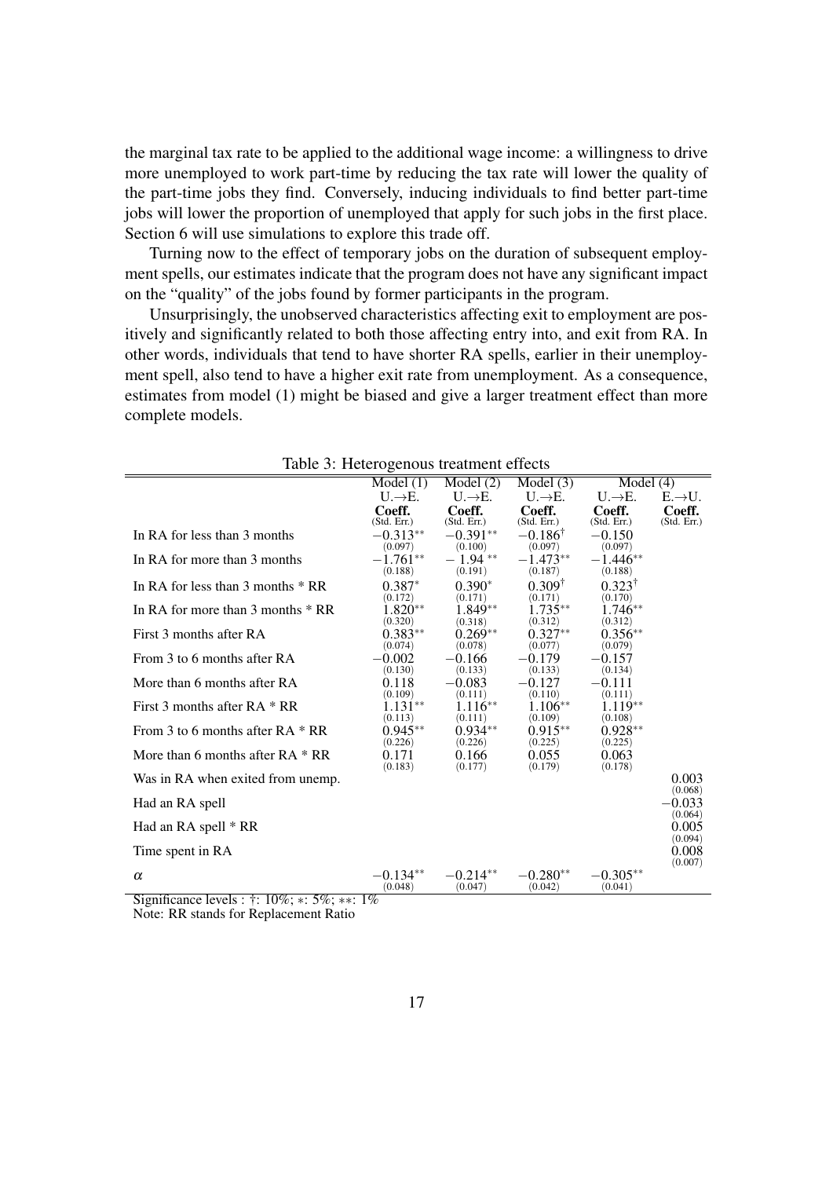the marginal tax rate to be applied to the additional wage income: a willingness to drive more unemployed to work part-time by reducing the tax rate will lower the quality of the part-time jobs they find. Conversely, inducing individuals to find better part-time jobs will lower the proportion of unemployed that apply for such jobs in the first place. Section 6 will use simulations to explore this trade off.

Turning now to the effect of temporary jobs on the duration of subsequent employment spells, our estimates indicate that the program does not have any significant impact on the "quality" of the jobs found by former participants in the program.

Unsurprisingly, the unobserved characteristics affecting exit to employment are positively and significantly related to both those affecting entry into, and exit from RA. In other words, individuals that tend to have shorter RA spells, earlier in their unemployment spell, also tend to have a higher exit rate from unemployment. As a consequence, estimates from model (1) might be biased and give a larger treatment effect than more complete models.

Table 3: Heterogenous treatment effects

| | Model (1) | Model (2) | Model (3) | Model (4) | |
|---|---|---|---|---|---|
| | U.→E. | U.→E. | U.→E. | U.→E. | E.→U. |
| | **Coeff.** (Std. Err.) | **Coeff.** (Std. Err.) | **Coeff.** (Std. Err.) | **Coeff.** (Std. Err.) | **Coeff.** (Std. Err.) |
| In RA for less than 3 months | $-0.313^{**}$ (0.097) | $-0.391^{**}$ (0.100) | $-0.186^{\dagger}$ (0.097) | $-0.150$ (0.097) | |
| In RA for more than 3 months | $-1.761^{**}$ (0.188) | $-1.94^{**}$ (0.191) | $-1.473^{**}$ (0.187) | $-1.446^{**}$ (0.188) | |
| In RA for less than 3 months * RR | $0.387^{*}$ (0.172) | $0.390^{*}$ (0.171) | $0.309^{\dagger}$ (0.171) | $0.323^{\dagger}$ (0.170) | |
| In RA for more than 3 months * RR | $1.820^{**}$ (0.320) | $1.849^{**}$ (0.318) | $1.735^{**}$ (0.312) | $1.746^{**}$ (0.312) | |
| First 3 months after RA | $0.383^{**}$ (0.074) | $0.269^{**}$ (0.078) | $0.327^{**}$ (0.077) | $0.356^{**}$ (0.079) | |
| From 3 to 6 months after RA | $-0.002$ (0.130) | $-0.166$ (0.133) | $-0.179$ (0.133) | $-0.157$ (0.134) | |
| More than 6 months after RA | 0.118 (0.109) | $-0.083$ (0.111) | $-0.127$ (0.110) | $-0.111$ (0.111) | |
| First 3 months after RA * RR | $1.131^{**}$ (0.113) | $1.116^{**}$ (0.111) | $1.106^{**}$ (0.109) | $1.119^{**}$ (0.108) | |
| From 3 to 6 months after RA * RR | $0.945^{**}$ (0.226) | $0.934^{**}$ (0.226) | $0.915^{**}$ (0.225) | $0.928^{**}$ (0.225) | |
| More than 6 months after RA * RR | 0.171 (0.183) | 0.166 (0.177) | 0.055 (0.179) | 0.063 (0.178) | |
| Was in RA when exited from unemp. | | | | | 0.003 (0.068) |
| Had an RA spell | | | | | $-0.033$ (0.064) |
| Had an RA spell * RR | | | | | 0.005 (0.094) |
| Time spent in RA | | | | | 0.008 (0.007) |
| $\alpha$ | $-0.134^{**}$ (0.048) | $-0.214^{**}$ (0.047) | $-0.280^{**}$ (0.042) | $-0.305^{**}$ (0.041) | |

Significance levels : †: 10%; ∗: 5%; ∗∗: 1%

Note: RR stands for Replacement Ratio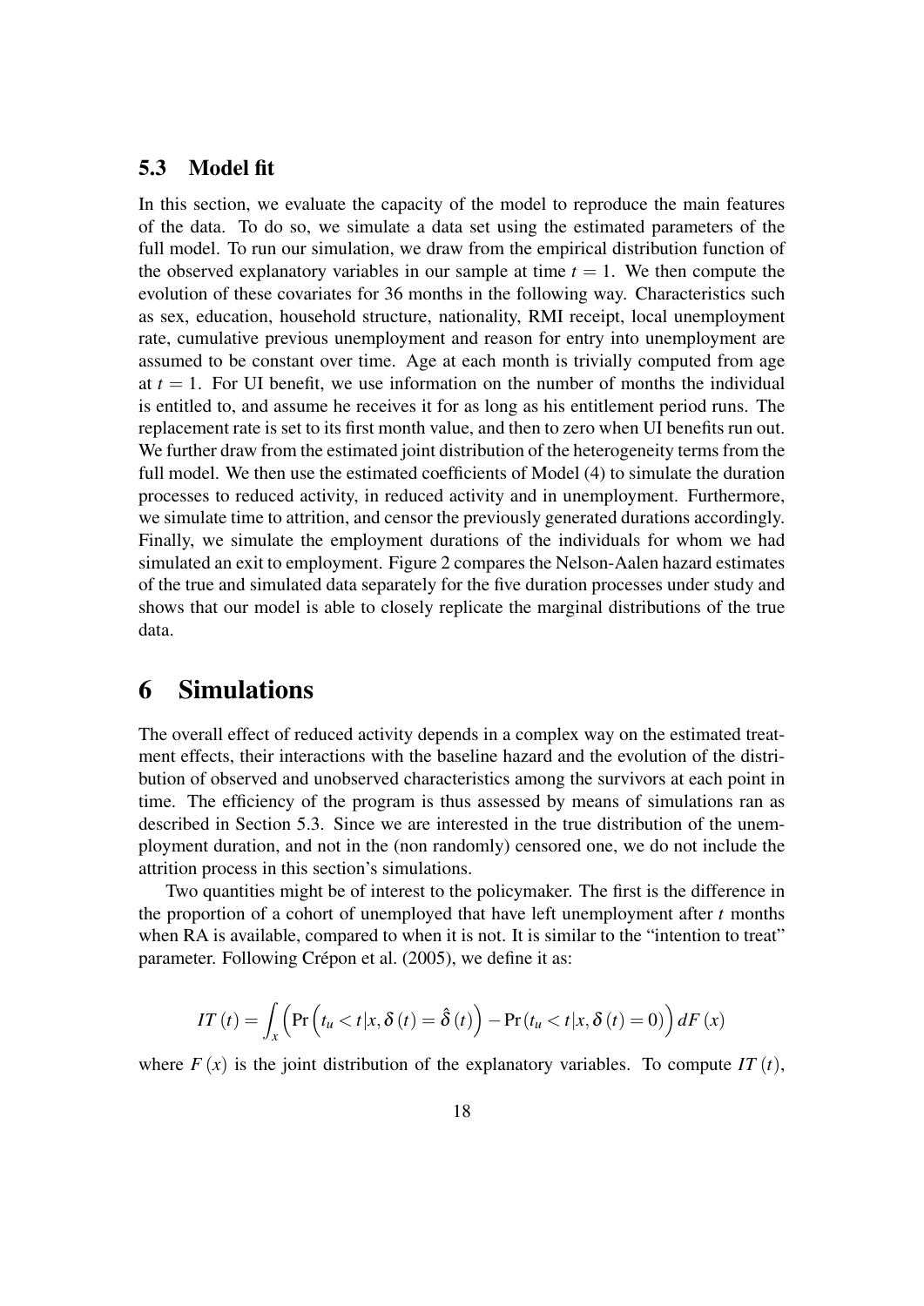### 5.3 Model fit

In this section, we evaluate the capacity of the model to reproduce the main features of the data. To do so, we simulate a data set using the estimated parameters of the full model. To run our simulation, we draw from the empirical distribution function of the observed explanatory variables in our sample at time $t = 1$. We then compute the evolution of these covariates for 36 months in the following way. Characteristics such as sex, education, household structure, nationality, RMI receipt, local unemployment rate, cumulative previous unemployment and reason for entry into unemployment are assumed to be constant over time. Age at each month is trivially computed from age at $t = 1$. For UI benefit, we use information on the number of months the individual is entitled to, and assume he receives it for as long as his entitlement period runs. The replacement rate is set to its first month value, and then to zero when UI benefits run out. We further draw from the estimated joint distribution of the heterogeneity terms from the full model. We then use the estimated coefficients of Model (4) to simulate the duration processes to reduced activity, in reduced activity and in unemployment. Furthermore, we simulate time to attrition, and censor the previously generated durations accordingly. Finally, we simulate the employment durations of the individuals for whom we had simulated an exit to employment. Figure 2 compares the Nelson-Aalen hazard estimates of the true and simulated data separately for the five duration processes under study and shows that our model is able to closely replicate the marginal distributions of the true data.

# 6 Simulations

The overall effect of reduced activity depends in a complex way on the estimated treatment effects, their interactions with the baseline hazard and the evolution of the distribution of observed and unobserved characteristics among the survivors at each point in time. The efficiency of the program is thus assessed by means of simulations ran as described in Section 5.3. Since we are interested in the true distribution of the unemployment duration, and not in the (non randomly) censored one, we do not include the attrition process in this section's simulations.

Two quantities might be of interest to the policymaker. The first is the difference in the proportion of a cohort of unemployed that have left unemployment after $t$ months when RA is available, compared to when it is not. It is similar to the "intention to treat" parameter. Following Crépon et al. (2005), we define it as:

$$IT(t) = \int_x \left( \Pr\left(t_u < t | x, \delta(t) = \hat{\delta}(t)\right) - \Pr\left(t_u < t | x, \delta(t) = 0\right) \right) dF(x)$$

where $F(x)$ is the joint distribution of the explanatory variables. To compute $IT(t)$,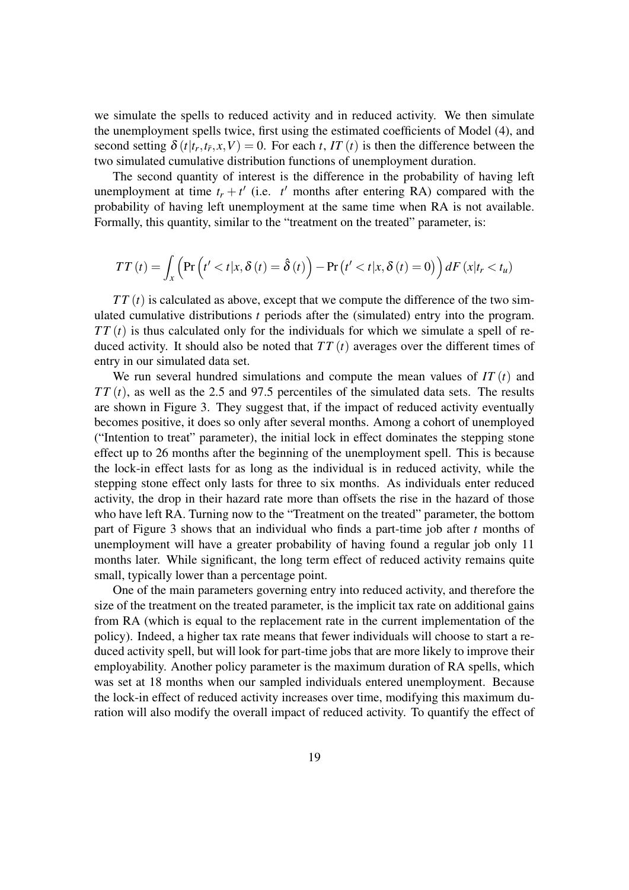we simulate the spells to reduced activity and in reduced activity. We then simulate the unemployment spells twice, first using the estimated coefficients of Model (4), and second setting $\delta(t|t_r,t_{\bar{r}},x,V)=0$. For each $t$, $IT(t)$ is then the difference between the two simulated cumulative distribution functions of unemployment duration.

The second quantity of interest is the difference in the probability of having left unemployment at time $t_r+t'$ (i.e. $t'$ months after entering RA) compared with the probability of having left unemployment at the same time when RA is not available. Formally, this quantity, similar to the "treatment on the treated" parameter, is:

$$TT(t)=\int_x\left(\Pr\left(t'<t|x,\delta(t)=\hat{\delta}(t)\right)-\Pr\left(t'<t|x,\delta(t)=0\right)\right)dF(x|t_r<t_u)$$

$TT(t)$ is calculated as above, except that we compute the difference of the two simulated cumulative distributions $t$ periods after the (simulated) entry into the program. $TT(t)$ is thus calculated only for the individuals for which we simulate a spell of reduced activity. It should also be noted that $TT(t)$ averages over the different times of entry in our simulated data set.

We run several hundred simulations and compute the mean values of $IT(t)$ and $TT(t)$, as well as the 2.5 and 97.5 percentiles of the simulated data sets. The results are shown in Figure 3. They suggest that, if the impact of reduced activity eventually becomes positive, it does so only after several months. Among a cohort of unemployed ("Intention to treat" parameter), the initial lock in effect dominates the stepping stone effect up to 26 months after the beginning of the unemployment spell. This is because the lock-in effect lasts for as long as the individual is in reduced activity, while the stepping stone effect only lasts for three to six months. As individuals enter reduced activity, the drop in their hazard rate more than offsets the rise in the hazard of those who have left RA. Turning now to the "Treatment on the treated" parameter, the bottom part of Figure 3 shows that an individual who finds a part-time job after $t$ months of unemployment will have a greater probability of having found a regular job only 11 months later. While significant, the long term effect of reduced activity remains quite small, typically lower than a percentage point.

One of the main parameters governing entry into reduced activity, and therefore the size of the treatment on the treated parameter, is the implicit tax rate on additional gains from RA (which is equal to the replacement rate in the current implementation of the policy). Indeed, a higher tax rate means that fewer individuals will choose to start a reduced activity spell, but will look for part-time jobs that are more likely to improve their employability. Another policy parameter is the maximum duration of RA spells, which was set at 18 months when our sampled individuals entered unemployment. Because the lock-in effect of reduced activity increases over time, modifying this maximum duration will also modify the overall impact of reduced activity. To quantify the effect of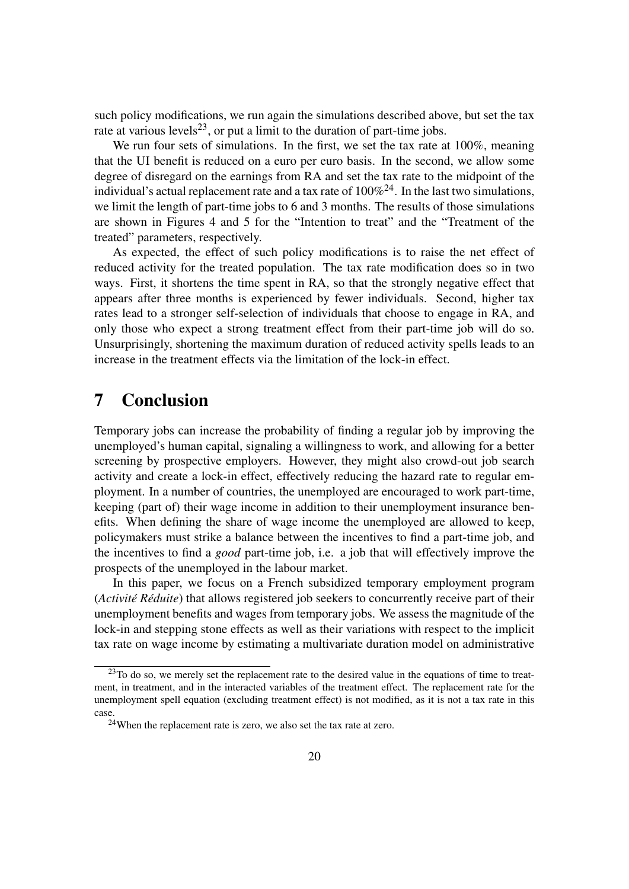such policy modifications, we run again the simulations described above, but set the tax rate at various levels[23], or put a limit to the duration of part-time jobs.

We run four sets of simulations. In the first, we set the tax rate at 100%, meaning that the UI benefit is reduced on a euro per euro basis. In the second, we allow some degree of disregard on the earnings from RA and set the tax rate to the midpoint of the individual's actual replacement rate and a tax rate of 100%[24]. In the last two simulations, we limit the length of part-time jobs to 6 and 3 months. The results of those simulations are shown in Figures 4 and 5 for the "Intention to treat" and the "Treatment of the treated" parameters, respectively.

As expected, the effect of such policy modifications is to raise the net effect of reduced activity for the treated population. The tax rate modification does so in two ways. First, it shortens the time spent in RA, so that the strongly negative effect that appears after three months is experienced by fewer individuals. Second, higher tax rates lead to a stronger self-selection of individuals that choose to engage in RA, and only those who expect a strong treatment effect from their part-time job will do so. Unsurprisingly, shortening the maximum duration of reduced activity spells leads to an increase in the treatment effects via the limitation of the lock-in effect.

# 7 Conclusion

Temporary jobs can increase the probability of finding a regular job by improving the unemployed's human capital, signaling a willingness to work, and allowing for a better screening by prospective employers. However, they might also crowd-out job search activity and create a lock-in effect, effectively reducing the hazard rate to regular employment. In a number of countries, the unemployed are encouraged to work part-time, keeping (part of) their wage income in addition to their unemployment insurance benefits. When defining the share of wage income the unemployed are allowed to keep, policymakers must strike a balance between the incentives to find a part-time job, and the incentives to find a *good* part-time job, i.e. a job that will effectively improve the prospects of the unemployed in the labour market.

In this paper, we focus on a French subsidized temporary employment program (*Activité Réduite*) that allows registered job seekers to concurrently receive part of their unemployment benefits and wages from temporary jobs. We assess the magnitude of the lock-in and stepping stone effects as well as their variations with respect to the implicit tax rate on wage income by estimating a multivariate duration model on administrative

[23]To do so, we merely set the replacement rate to the desired value in the equations of time to treatment, in treatment, and in the interacted variables of the treatment effect. The replacement rate for the unemployment spell equation (excluding treatment effect) is not modified, as it is not a tax rate in this case.

[24]When the replacement rate is zero, we also set the tax rate at zero.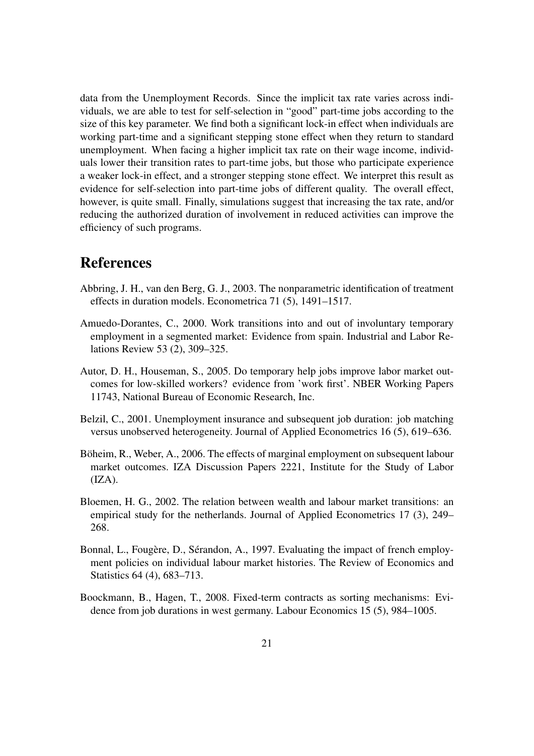data from the Unemployment Records. Since the implicit tax rate varies across individuals, we are able to test for self-selection in "good" part-time jobs according to the size of this key parameter. We find both a significant lock-in effect when individuals are working part-time and a significant stepping stone effect when they return to standard unemployment. When facing a higher implicit tax rate on their wage income, individuals lower their transition rates to part-time jobs, but those who participate experience a weaker lock-in effect, and a stronger stepping stone effect. We interpret this result as evidence for self-selection into part-time jobs of different quality. The overall effect, however, is quite small. Finally, simulations suggest that increasing the tax rate, and/or reducing the authorized duration of involvement in reduced activities can improve the efficiency of such programs.

# References

Abbring, J. H., van den Berg, G. J., 2003. The nonparametric identification of treatment effects in duration models. Econometrica 71 (5), 1491–1517.

Amuedo-Dorantes, C., 2000. Work transitions into and out of involuntary temporary employment in a segmented market: Evidence from spain. Industrial and Labor Relations Review 53 (2), 309–325.

Autor, D. H., Houseman, S., 2005. Do temporary help jobs improve labor market outcomes for low-skilled workers? evidence from 'work first'. NBER Working Papers 11743, National Bureau of Economic Research, Inc.

Belzil, C., 2001. Unemployment insurance and subsequent job duration: job matching versus unobserved heterogeneity. Journal of Applied Econometrics 16 (5), 619–636.

Böheim, R., Weber, A., 2006. The effects of marginal employment on subsequent labour market outcomes. IZA Discussion Papers 2221, Institute for the Study of Labor (IZA).

Bloemen, H. G., 2002. The relation between wealth and labour market transitions: an empirical study for the netherlands. Journal of Applied Econometrics 17 (3), 249–268.

Bonnal, L., Fougère, D., Sérandon, A., 1997. Evaluating the impact of french employment policies on individual labour market histories. The Review of Economics and Statistics 64 (4), 683–713.

Boockmann, B., Hagen, T., 2008. Fixed-term contracts as sorting mechanisms: Evidence from job durations in west germany. Labour Economics 15 (5), 984–1005.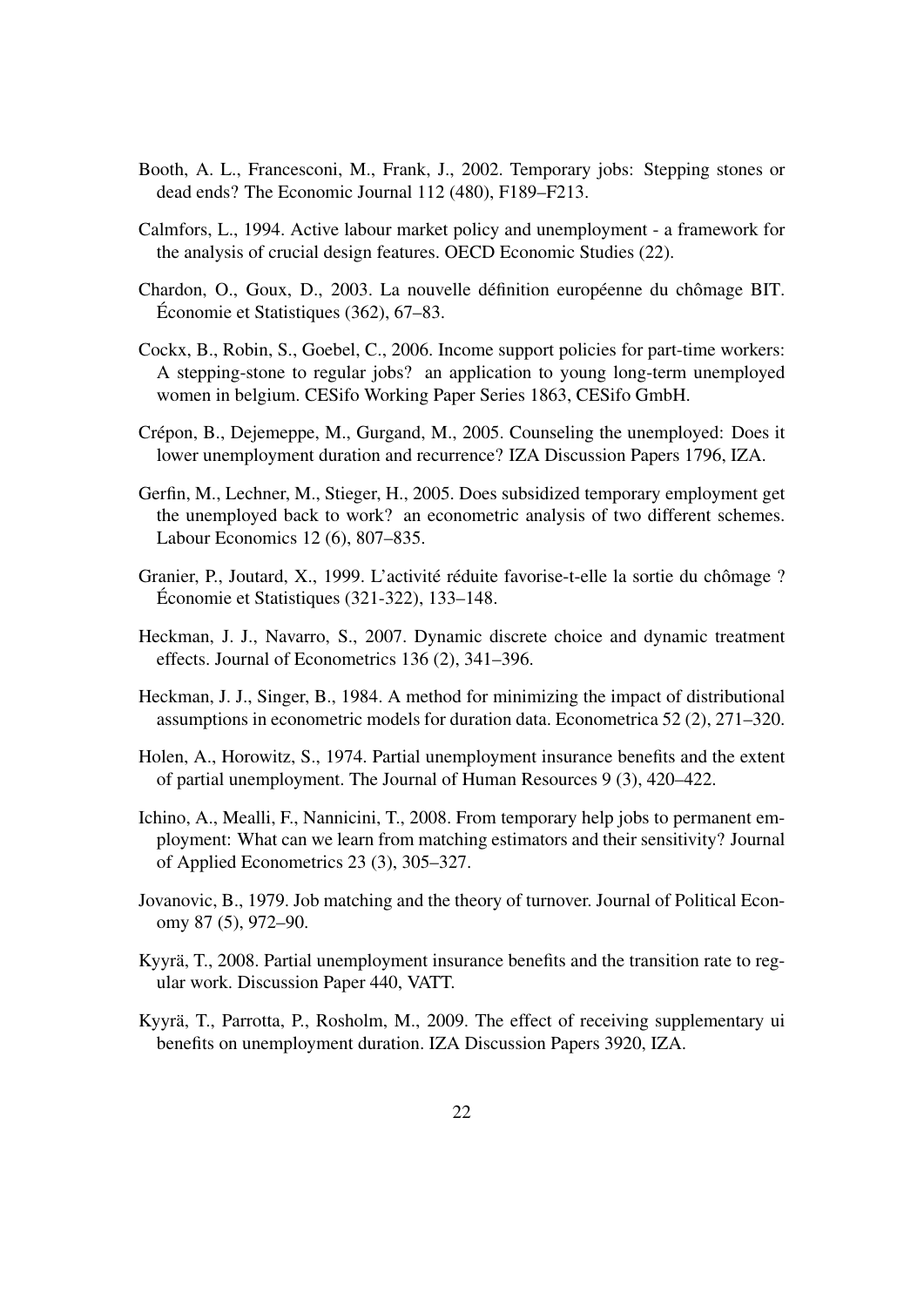Booth, A. L., Francesconi, M., Frank, J., 2002. Temporary jobs: Stepping stones or dead ends? The Economic Journal 112 (480), F189–F213.

Calmfors, L., 1994. Active labour market policy and unemployment - a framework for the analysis of crucial design features. OECD Economic Studies (22).

Chardon, O., Goux, D., 2003. La nouvelle définition européenne du chômage BIT. Économie et Statistiques (362), 67–83.

Cockx, B., Robin, S., Goebel, C., 2006. Income support policies for part-time workers: A stepping-stone to regular jobs? an application to young long-term unemployed women in belgium. CESifo Working Paper Series 1863, CESifo GmbH.

Crépon, B., Dejemeppe, M., Gurgand, M., 2005. Counseling the unemployed: Does it lower unemployment duration and recurrence? IZA Discussion Papers 1796, IZA.

Gerfin, M., Lechner, M., Stieger, H., 2005. Does subsidized temporary employment get the unemployed back to work? an econometric analysis of two different schemes. Labour Economics 12 (6), 807–835.

Granier, P., Joutard, X., 1999. L'activité réduite favorise-t-elle la sortie du chômage ? Économie et Statistiques (321-322), 133–148.

Heckman, J. J., Navarro, S., 2007. Dynamic discrete choice and dynamic treatment effects. Journal of Econometrics 136 (2), 341–396.

Heckman, J. J., Singer, B., 1984. A method for minimizing the impact of distributional assumptions in econometric models for duration data. Econometrica 52 (2), 271–320.

Holen, A., Horowitz, S., 1974. Partial unemployment insurance benefits and the extent of partial unemployment. The Journal of Human Resources 9 (3), 420–422.

Ichino, A., Mealli, F., Nannicini, T., 2008. From temporary help jobs to permanent employment: What can we learn from matching estimators and their sensitivity? Journal of Applied Econometrics 23 (3), 305–327.

Jovanovic, B., 1979. Job matching and the theory of turnover. Journal of Political Economy 87 (5), 972–90.

Kyyrä, T., 2008. Partial unemployment insurance benefits and the transition rate to regular work. Discussion Paper 440, VATT.

Kyyrä, T., Parrotta, P., Rosholm, M., 2009. The effect of receiving supplementary ui benefits on unemployment duration. IZA Discussion Papers 3920, IZA.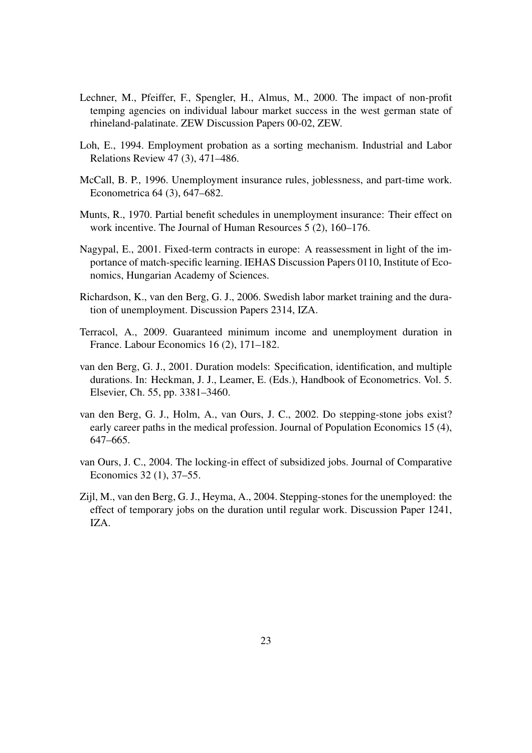Lechner, M., Pfeiffer, F., Spengler, H., Almus, M., 2000. The impact of non-profit temping agencies on individual labour market success in the west german state of rhineland-palatinate. ZEW Discussion Papers 00-02, ZEW.

Loh, E., 1994. Employment probation as a sorting mechanism. Industrial and Labor Relations Review 47 (3), 471–486.

McCall, B. P., 1996. Unemployment insurance rules, joblessness, and part-time work. Econometrica 64 (3), 647–682.

Munts, R., 1970. Partial benefit schedules in unemployment insurance: Their effect on work incentive. The Journal of Human Resources 5 (2), 160–176.

Nagypal, E., 2001. Fixed-term contracts in europe: A reassessment in light of the importance of match-specific learning. IEHAS Discussion Papers 0110, Institute of Economics, Hungarian Academy of Sciences.

Richardson, K., van den Berg, G. J., 2006. Swedish labor market training and the duration of unemployment. Discussion Papers 2314, IZA.

Terracol, A., 2009. Guaranteed minimum income and unemployment duration in France. Labour Economics 16 (2), 171–182.

van den Berg, G. J., 2001. Duration models: Specification, identification, and multiple durations. In: Heckman, J. J., Leamer, E. (Eds.), Handbook of Econometrics. Vol. 5. Elsevier, Ch. 55, pp. 3381–3460.

van den Berg, G. J., Holm, A., van Ours, J. C., 2002. Do stepping-stone jobs exist? early career paths in the medical profession. Journal of Population Economics 15 (4), 647–665.

van Ours, J. C., 2004. The locking-in effect of subsidized jobs. Journal of Comparative Economics 32 (1), 37–55.

Zijl, M., van den Berg, G. J., Heyma, A., 2004. Stepping-stones for the unemployed: the effect of temporary jobs on the duration until regular work. Discussion Paper 1241, IZA.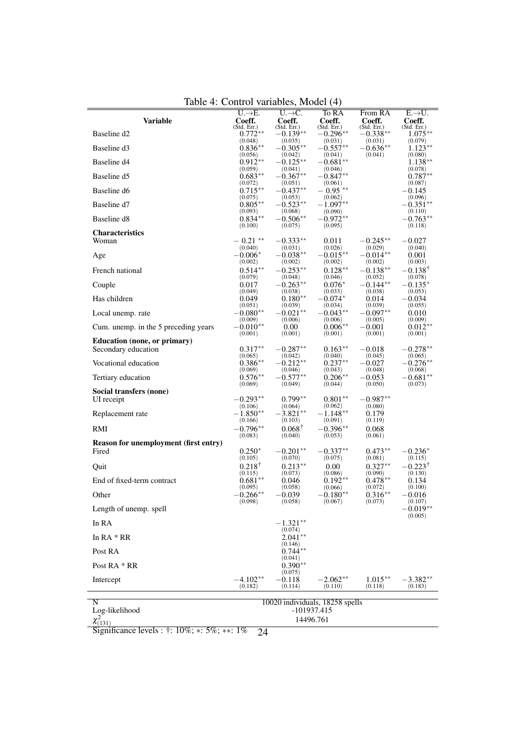Table 4: Control variables, Model (4)

| Variable | U.→E. Coeff. (Std. Err.) | U.→C. Coeff. (Std. Err.) | To RA Coeff. (Std. Err.) | From RA Coeff. (Std. Err.) | E.→U. Coeff. (Std. Err.) |
|---|---|---|---|---|---|
| Baseline d2 | 0.772** (0.048) | −0.139** (0.035) | −0.296** (0.031) | −0.338** (0.031) | 1.075** (0.079) |
| Baseline d3 | 0.836** (0.056) | −0.305** (0.042) | −0.557** (0.041) | −0.636** (0.041) | 1.123** (0.080) |
| Baseline d4 | 0.912** (0.059) | −0.125** (0.041) | −0.681** (0.046) | | 1.138** (0.078) |
| Baseline d5 | 0.683** (0.072) | −0.367** (0.051) | −0.847** (0.061) | | 0.787** (0.087) |
| Baseline d6 | 0.715** (0.075) | −0.437** (0.053) | −0.95** (0.062) | | −0.145 (0.096) |
| Baseline d7 | 0.805** (0.093) | −0.523** (0.068) | −1.097** (0.090) | | −0.351** (0.110) |
| Baseline d8 | 0.834** (0.100) | −0.506** (0.075) | −0.972** (0.095) | | −0.763** (0.118) |
| **Characteristics** | | | | | |
| Woman | −0.21** (0.040) | −0.333** (0.031) | 0.011 (0.026) | −0.245** (0.029) | −0.027 (0.040) |
| Age | −0.006* (0.002) | −0.038** (0.002) | −0.015** (0.002) | −0.014** (0.002) | 0.001 (0.003) |
| French national | 0.514** (0.079) | −0.253** (0.048) | 0.128** (0.046) | −0.138** (0.052) | −0.138† (0.078) |
| Couple | 0.017 (0.049) | −0.263** (0.038) | 0.076* (0.033) | −0.144** (0.038) | −0.135* (0.053) |
| Has children | 0.049 (0.051) | 0.180** (0.039) | −0.074* (0.034) | 0.014 (0.039) | −0.034 (0.055) |
| Local unemp. rate | −0.080** (0.009) | −0.021** (0.006) | −0.043** (0.006) | −0.097** (0.005) | 0.010 (0.009) |
| Cum. unemp. in the 5 preceding years | −0.010** (0.001) | 0.00 (0.001) | 0.006** (0.001) | −0.001 (0.001) | 0.012** (0.001) |
| **Education (none, or primary)** | | | | | |
| Secondary education | 0.317** (0.065) | −0.287** (0.042) | 0.163** (0.040) | −0.018 (0.045) | −0.278** (0.065) |
| Vocational education | 0.386** (0.069) | −0.212** (0.046) | 0.237** (0.043) | −0.027 (0.048) | −0.276** (0.068) |
| Tertiary education | 0.576** (0.069) | −0.577** (0.049) | 0.206** (0.044) | −0.053 (0.050) | −0.681** (0.073) |
| **Social transfers (none)** | | | | | |
| UI receipt | −0.293** (0.106) | 0.799** (0.064) | 0.801** (0.062) | −0.987** (0.080) | |
| Replacement rate | −1.850** (0.166) | −3.821** (0.103) | −1.148** (0.091) | 0.179 (0.119) | |
| RMI | −0.796** (0.083) | 0.068† (0.040) | −0.396** (0.053) | 0.068 (0.061) | |
| **Reason for unemployment (first entry)** | | | | | |
| Fired | 0.250* (0.105) | −0.201** (0.070) | −0.337** (0.075) | 0.473** (0.081) | −0.236* (0.115) |
| Quit | 0.218† (0.115) | 0.213** (0.073) | 0.00 (0.086) | 0.327** (0.090) | −0.223† (0.130) |
| End of fixed-term contract | 0.681** (0.095) | 0.046 (0.058) | 0.192** (0.066) | 0.478** (0.072) | 0.134 (0.100) |
| Other | −0.266** (0.098) | −0.039 (0.058) | −0.180** (0.067) | 0.316** (0.073) | −0.016 (0.107) |
| Length of unemp. spell | | | | | −0.019** (0.005) |
| In RA | | −1.321** (0.074) | | | |
| In RA * RR | | 2.041** (0.146) | | | |
| Post RA | | 0.744** (0.041) | | | |
| Post RA * RR | | 0.390** (0.075) | | | |
| Intercept | −4.102** (0.182) | −0.118 (0.114) | −2.062** (0.110) | 1.015** (0.118) | −3.382** (0.183) |

| | |
|---|---|
| N | 10020 individuals, 18258 spells |
| Log-likelihood | -101937.415 |
| $\chi^2_{(131)}$ | 14496.761 |

Significance levels : †: 10%; ∗: 5%; ∗∗: 1%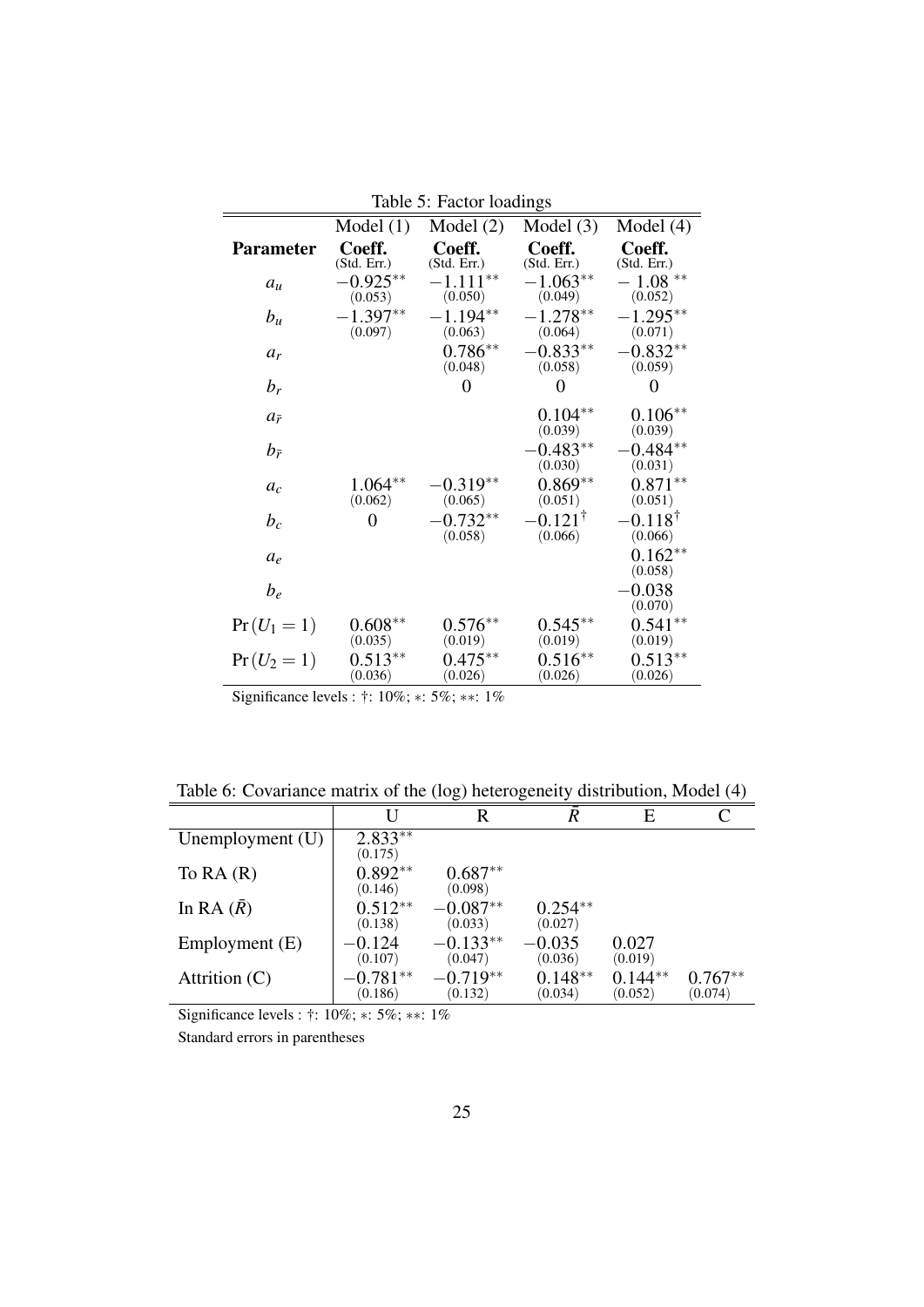Table 5: Factor loadings

| Parameter | Model (1) Coeff. (Std. Err.) | Model (2) Coeff. (Std. Err.) | Model (3) Coeff. (Std. Err.) | Model (4) Coeff. (Std. Err.) |
|---|---|---|---|---|
| $a_u$ | $-0.925^{**}$ (0.053) | $-1.111^{**}$ (0.050) | $-1.063^{**}$ (0.049) | $-1.08^{**}$ (0.052) |
| $b_u$ | $-1.397^{**}$ (0.097) | $-1.194^{**}$ (0.063) | $-1.278^{**}$ (0.064) | $-1.295^{**}$ (0.071) |
| $a_r$ | | $0.786^{**}$ (0.048) | $-0.833^{**}$ (0.058) | $-0.832^{**}$ (0.059) |
| $b_r$ | | 0 | 0 | 0 |
| $a_{\bar{r}}$ | | | $0.104^{**}$ (0.039) | $0.106^{**}$ (0.039) |
| $b_{\bar{r}}$ | | | $-0.483^{**}$ (0.030) | $-0.484^{**}$ (0.031) |
| $a_c$ | $1.064^{**}$ (0.062) | $-0.319^{**}$ (0.065) | $0.869^{**}$ (0.051) | $0.871^{**}$ (0.051) |
| $b_c$ | 0 | $-0.732^{**}$ (0.058) | $-0.121^{\dagger}$ (0.066) | $-0.118^{\dagger}$ (0.066) |
| $a_e$ | | | | $0.162^{**}$ (0.058) |
| $b_e$ | | | | $-0.038$ (0.070) |
| $\Pr(U_1 = 1)$ | $0.608^{**}$ (0.035) | $0.576^{**}$ (0.019) | $0.545^{**}$ (0.019) | $0.541^{**}$ (0.019) |
| $\Pr(U_2 = 1)$ | $0.513^{**}$ (0.036) | $0.475^{**}$ (0.026) | $0.516^{**}$ (0.026) | $0.513^{**}$ (0.026) |

Significance levels : †: 10%; ∗: 5%; ∗∗: 1%

Table 6: Covariance matrix of the (log) heterogeneity distribution, Model (4)

| | U | R | $\bar{R}$ | E | C |
|---|---|---|---|---|---|
| Unemployment (U) | $2.833^{**}$ (0.175) | | | | |
| To RA (R) | $0.892^{**}$ (0.146) | $0.687^{**}$ (0.098) | | | |
| In RA ($\bar{R}$) | $0.512^{**}$ (0.138) | $-0.087^{**}$ (0.033) | $0.254^{**}$ (0.027) | | |
| Employment (E) | $-0.124$ (0.107) | $-0.133^{**}$ (0.047) | $-0.035$ (0.036) | 0.027 (0.019) | |
| Attrition (C) | $-0.781^{**}$ (0.186) | $-0.719^{**}$ (0.132) | $0.148^{**}$ (0.034) | $0.144^{**}$ (0.052) | $0.767^{**}$ (0.074) |

Significance levels : †: 10%; ∗: 5%; ∗∗: 1%

Standard errors in parentheses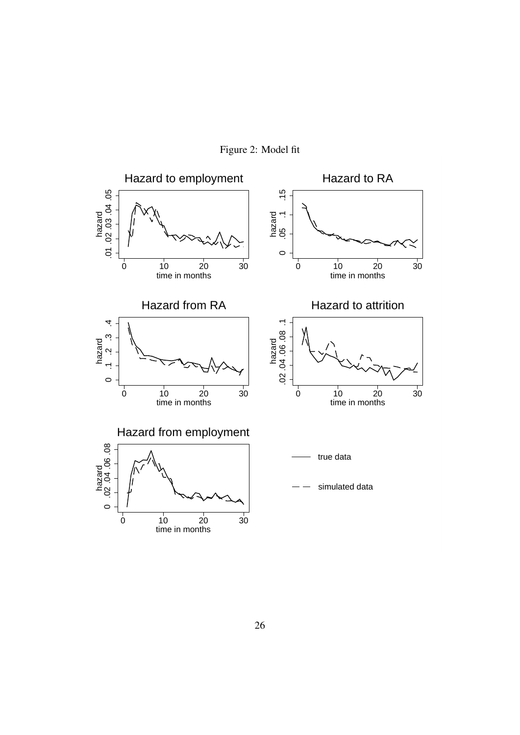Figure 2: Model fit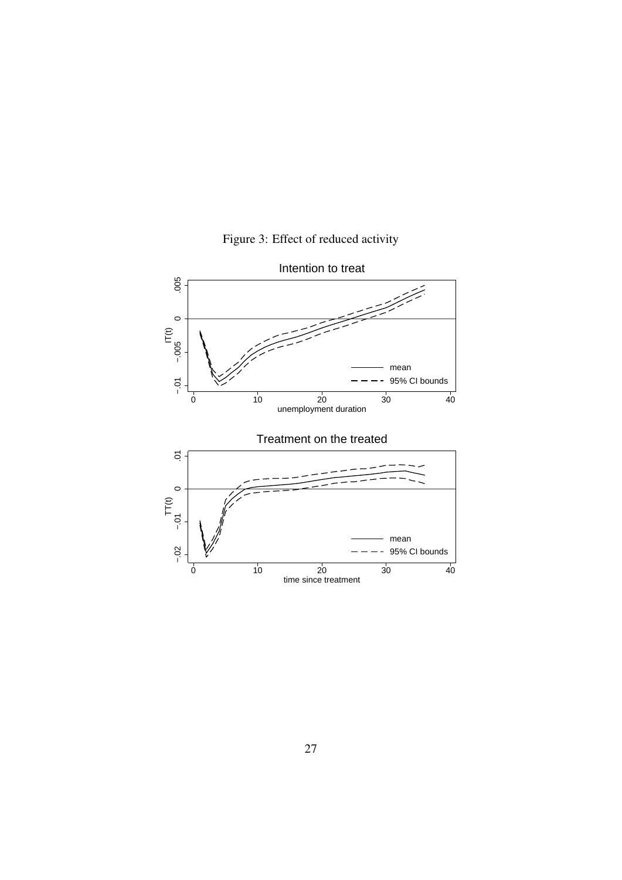Figure 3: Effect of reduced activity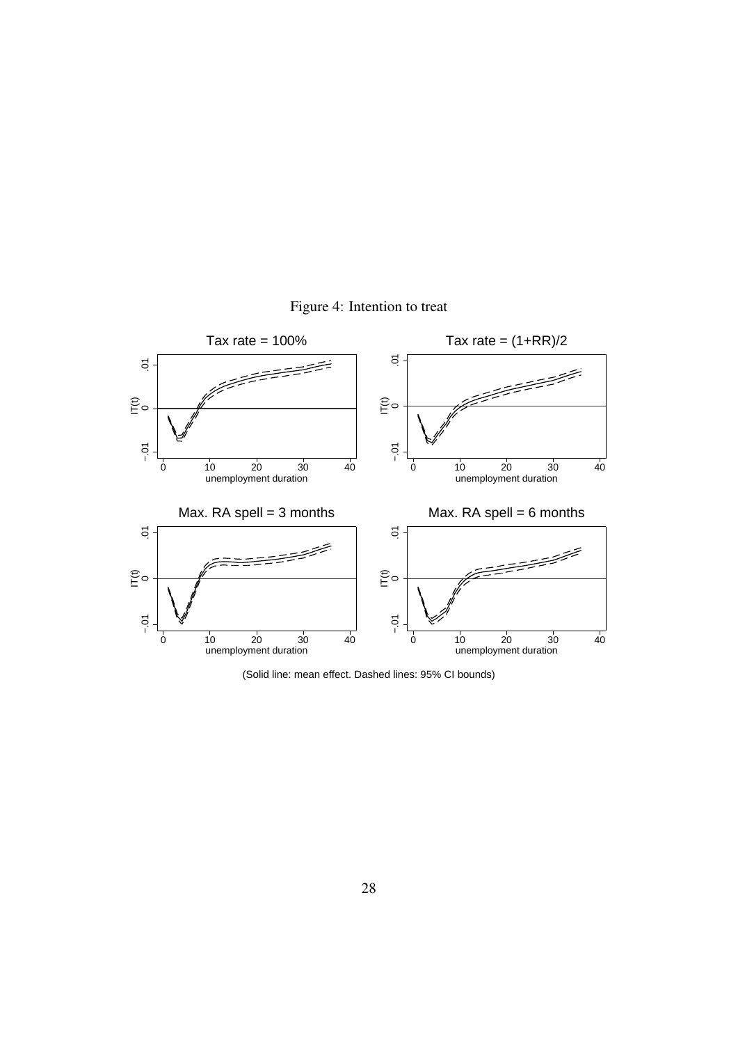Figure 4: Intention to treat

(Solid line: mean effect. Dashed lines: 95% CI bounds)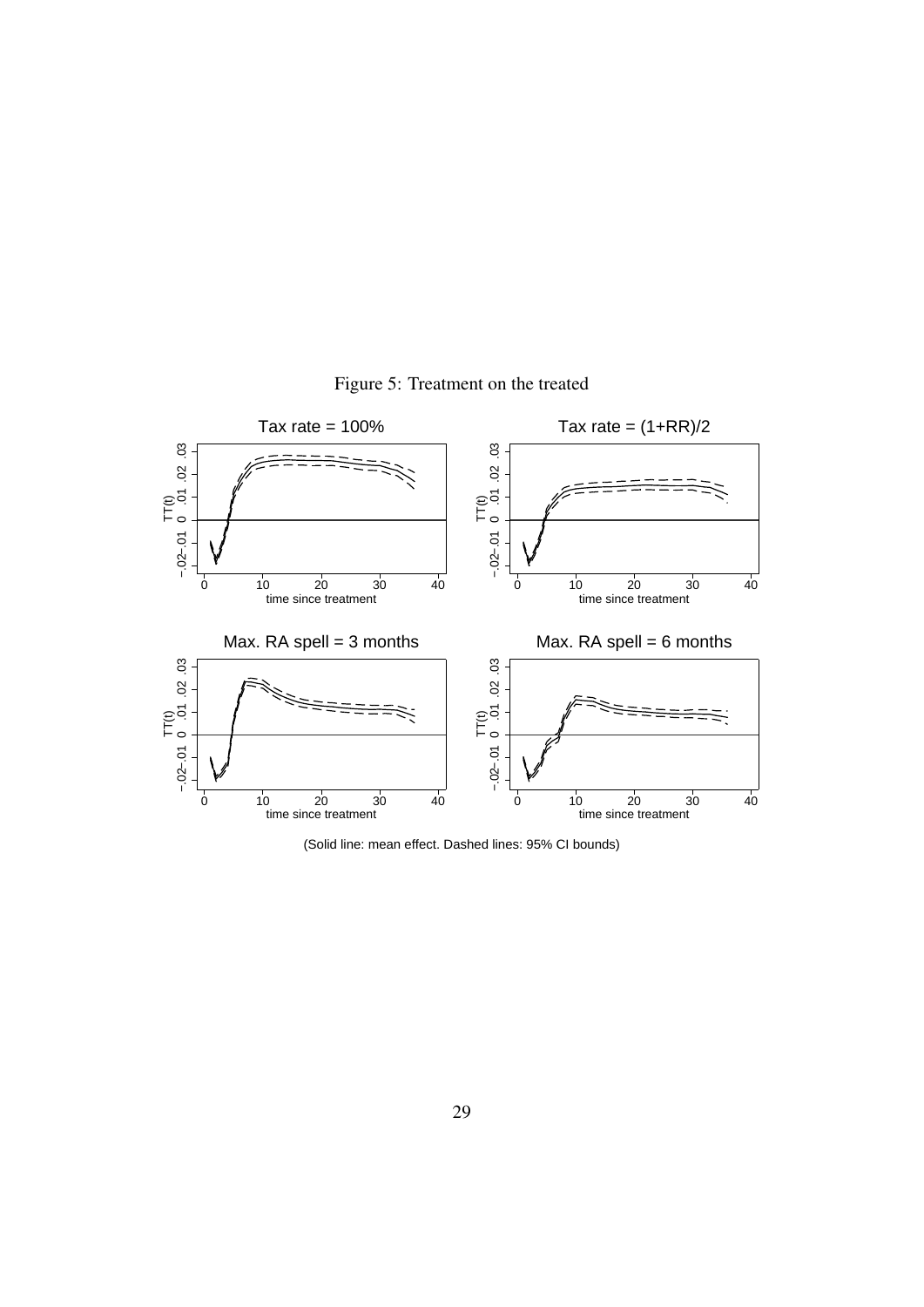Figure 5: Treatment on the treated

Tax rate = 100%

TT(t)

−.02 −.01 0 .01 .02 .03

0 10 20 30 40

time since treatment

Tax rate = (1+RR)/2

TT(t)

−.02 −.01 0 .01 .02 .03

0 10 20 30 40

time since treatment

Max. RA spell = 3 months

TT(t)

−.02 −.01 0 .01 .02 .03

0 10 20 30 40

time since treatment

Max. RA spell = 6 months

TT(t)

−.02 −.01 0 .01 .02 .03

0 10 20 30 40

time since treatment

(Solid line: mean effect. Dashed lines: 95% CI bounds)